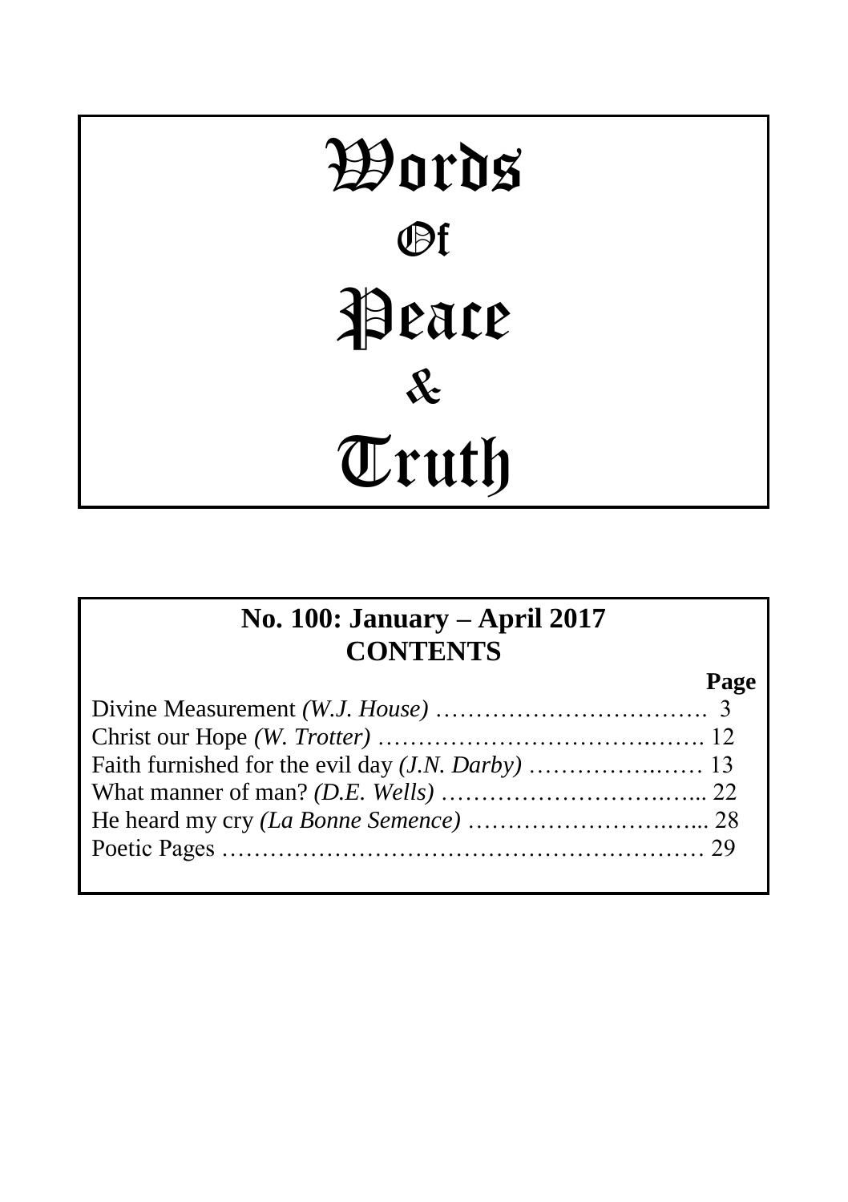# Words Of Peace & Truth

## No. 100: January – April 2017
## CONTENTS

| | Page |
|---|---|
| Divine Measurement *(W.J. House)* | 3 |
| Christ our Hope *(W. Trotter)* | 12 |
| Faith furnished for the evil day *(J.N. Darby)* | 13 |
| What manner of man? *(D.E. Wells)* | 22 |
| He heard my cry *(La Bonne Semence)* | 28 |
| Poetic Pages | 29 |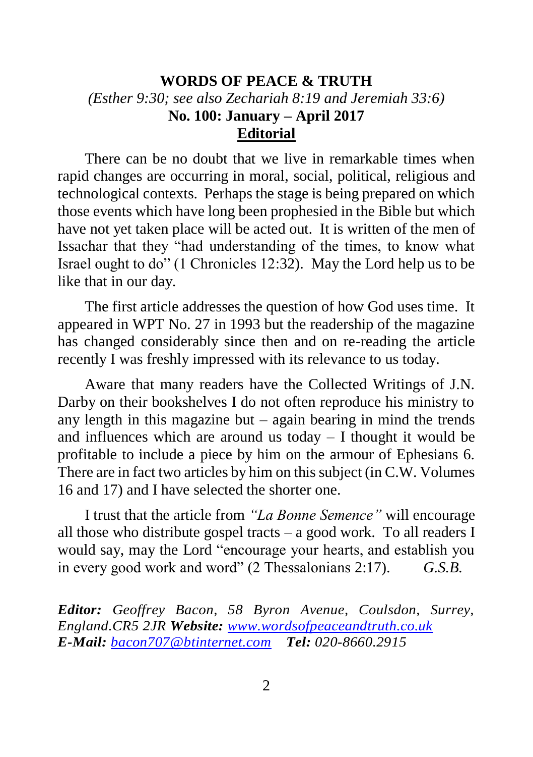# WORDS OF PEACE & TRUTH

*(Esther 9:30; see also Zechariah 8:19 and Jeremiah 33:6)*

**No. 100: January – April 2017**

## Editorial

There can be no doubt that we live in remarkable times when rapid changes are occurring in moral, social, political, religious and technological contexts. Perhaps the stage is being prepared on which those events which have long been prophesied in the Bible but which have not yet taken place will be acted out. It is written of the men of Issachar that they "had understanding of the times, to know what Israel ought to do" (1 Chronicles 12:32). May the Lord help us to be like that in our day.

The first article addresses the question of how God uses time. It appeared in WPT No. 27 in 1993 but the readership of the magazine has changed considerably since then and on re-reading the article recently I was freshly impressed with its relevance to us today.

Aware that many readers have the Collected Writings of J.N. Darby on their bookshelves I do not often reproduce his ministry to any length in this magazine but – again bearing in mind the trends and influences which are around us today – I thought it would be profitable to include a piece by him on the armour of Ephesians 6. There are in fact two articles by him on this subject (in C.W. Volumes 16 and 17) and I have selected the shorter one.

I trust that the article from *"La Bonne Semence"* will encourage all those who distribute gospel tracts – a good work. To all readers I would say, may the Lord "encourage your hearts, and establish you in every good work and word" (2 Thessalonians 2:17). *G.S.B.*

***Editor:*** *Geoffrey Bacon, 58 Byron Avenue, Coulsdon, Surrey, England.CR5 2JR* ***Website:*** *www.wordsofpeaceandtruth.co.uk*
***E-Mail:*** *bacon707@btinternet.com* ***Tel:*** *020-8660.2915*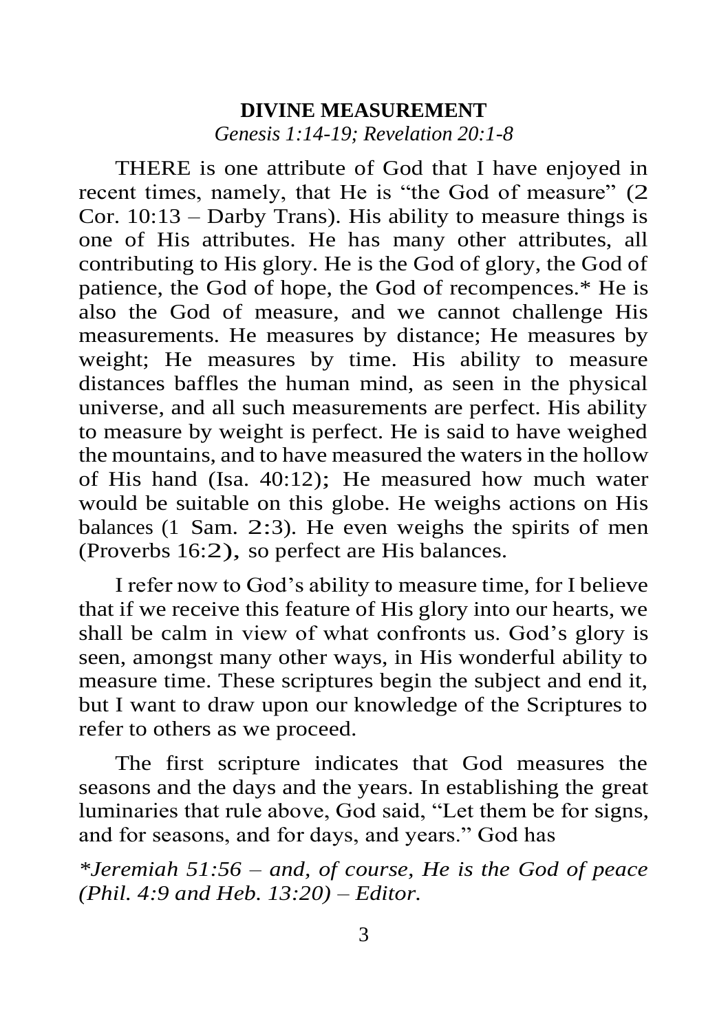## DIVINE MEASUREMENT

*Genesis 1:14-19; Revelation 20:1-8*

THERE is one attribute of God that I have enjoyed in recent times, namely, that He is "the God of measure" (2 Cor. 10:13 – Darby Trans). His ability to measure things is one of His attributes. He has many other attributes, all contributing to His glory. He is the God of glory, the God of patience, the God of hope, the God of recompences.* He is also the God of measure, and we cannot challenge His measurements. He measures by distance; He measures by weight; He measures by time. His ability to measure distances baffles the human mind, as seen in the physical universe, and all such measurements are perfect. His ability to measure by weight is perfect. He is said to have weighed the mountains, and to have measured the waters in the hollow of His hand (Isa. 40:12); He measured how much water would be suitable on this globe. He weighs actions on His balances (1 Sam. 2:3). He even weighs the spirits of men (Proverbs 16:2), so perfect are His balances.

I refer now to God's ability to measure time, for I believe that if we receive this feature of His glory into our hearts, we shall be calm in view of what confronts us. God's glory is seen, amongst many other ways, in His wonderful ability to measure time. These scriptures begin the subject and end it, but I want to draw upon our knowledge of the Scriptures to refer to others as we proceed.

The first scripture indicates that God measures the seasons and the days and the years. In establishing the great luminaries that rule above, God said, "Let them be for signs, and for seasons, and for days, and years." God has

**Jeremiah 51:56 – and, of course, He is the God of peace (Phil. 4:9 and Heb. 13:20) – Editor.*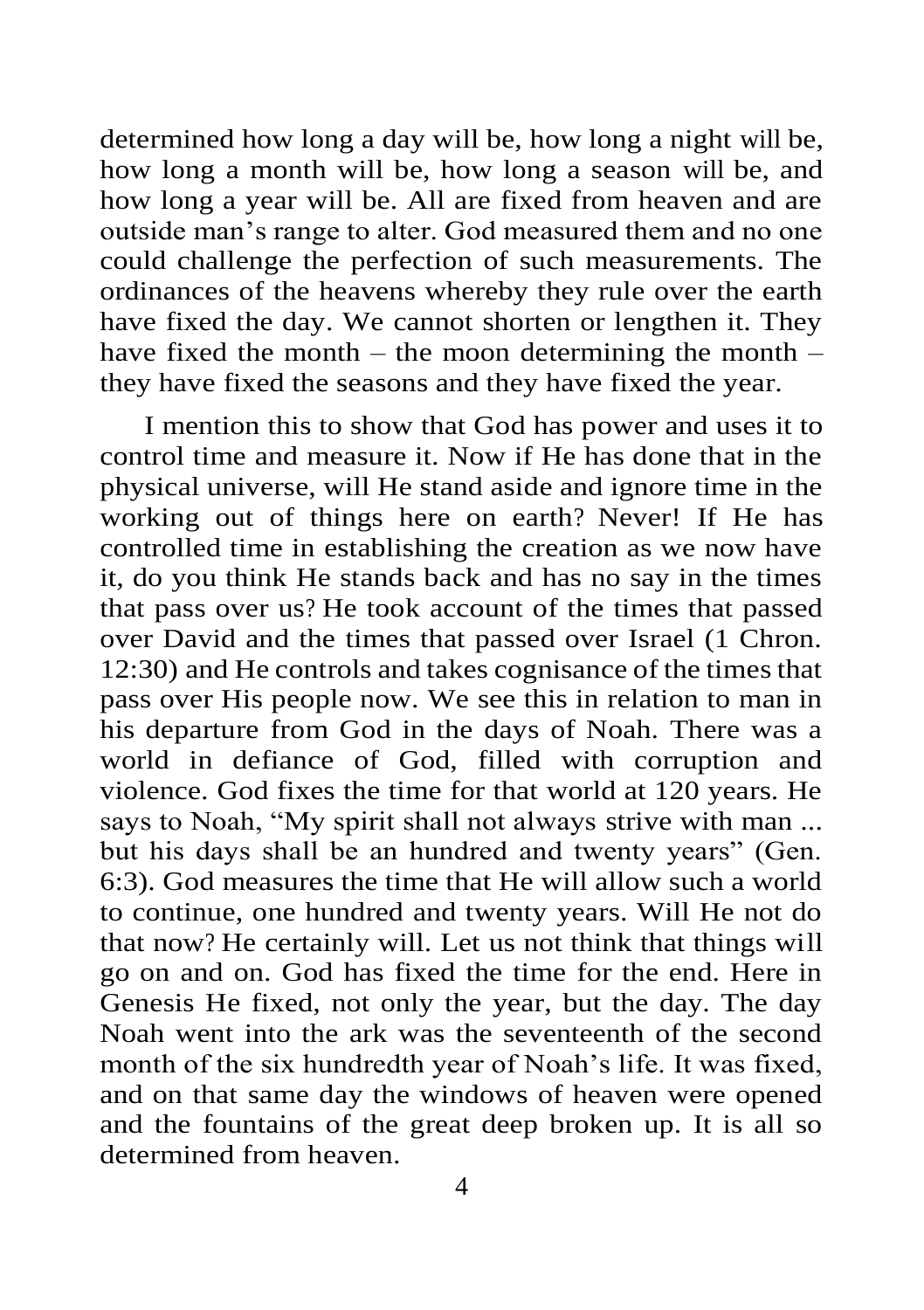determined how long a day will be, how long a night will be, how long a month will be, how long a season will be, and how long a year will be. All are fixed from heaven and are outside man's range to alter. God measured them and no one could challenge the perfection of such measurements. The ordinances of the heavens whereby they rule over the earth have fixed the day. We cannot shorten or lengthen it. They have fixed the month – the moon determining the month – they have fixed the seasons and they have fixed the year.

I mention this to show that God has power and uses it to control time and measure it. Now if He has done that in the physical universe, will He stand aside and ignore time in the working out of things here on earth? Never! If He has controlled time in establishing the creation as we now have it, do you think He stands back and has no say in the times that pass over us? He took account of the times that passed over David and the times that passed over Israel (1 Chron. 12:30) and He controls and takes cognisance of the times that pass over His people now. We see this in relation to man in his departure from God in the days of Noah. There was a world in defiance of God, filled with corruption and violence. God fixes the time for that world at 120 years. He says to Noah, "My spirit shall not always strive with man ... but his days shall be an hundred and twenty years" (Gen. 6:3). God measures the time that He will allow such a world to continue, one hundred and twenty years. Will He not do that now? He certainly will. Let us not think that things will go on and on. God has fixed the time for the end. Here in Genesis He fixed, not only the year, but the day. The day Noah went into the ark was the seventeenth of the second month of the six hundredth year of Noah's life. It was fixed, and on that same day the windows of heaven were opened and the fountains of the great deep broken up. It is all so determined from heaven.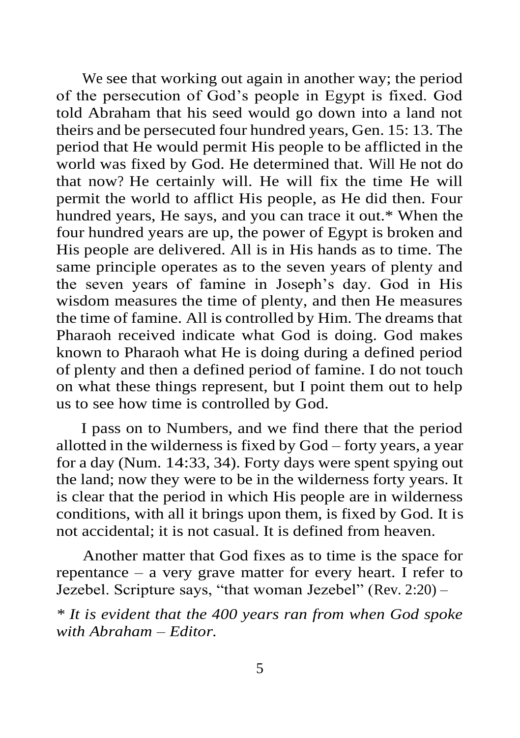We see that working out again in another way; the period of the persecution of God's people in Egypt is fixed. God told Abraham that his seed would go down into a land not theirs and be persecuted four hundred years, Gen. 15: 13. The period that He would permit His people to be afflicted in the world was fixed by God. He determined that. Will He not do that now? He certainly will. He will fix the time He will permit the world to afflict His people, as He did then. Four hundred years, He says, and you can trace it out.* When the four hundred years are up, the power of Egypt is broken and His people are delivered. All is in His hands as to time. The same principle operates as to the seven years of plenty and the seven years of famine in Joseph's day. God in His wisdom measures the time of plenty, and then He measures the time of famine. All is controlled by Him. The dreams that Pharaoh received indicate what God is doing. God makes known to Pharaoh what He is doing during a defined period of plenty and then a defined period of famine. I do not touch on what these things represent, but I point them out to help us to see how time is controlled by God.

I pass on to Numbers, and we find there that the period allotted in the wilderness is fixed by God – forty years, a year for a day (Num. 14:33, 34). Forty days were spent spying out the land; now they were to be in the wilderness forty years. It is clear that the period in which His people are in wilderness conditions, with all it brings upon them, is fixed by God. It is not accidental; it is not casual. It is defined from heaven.

Another matter that God fixes as to time is the space for repentance – a very grave matter for every heart. I refer to Jezebel. Scripture says, "that woman Jezebel" (Rev. 2:20) –

*\* It is evident that the 400 years ran from when God spoke with Abraham – Editor.*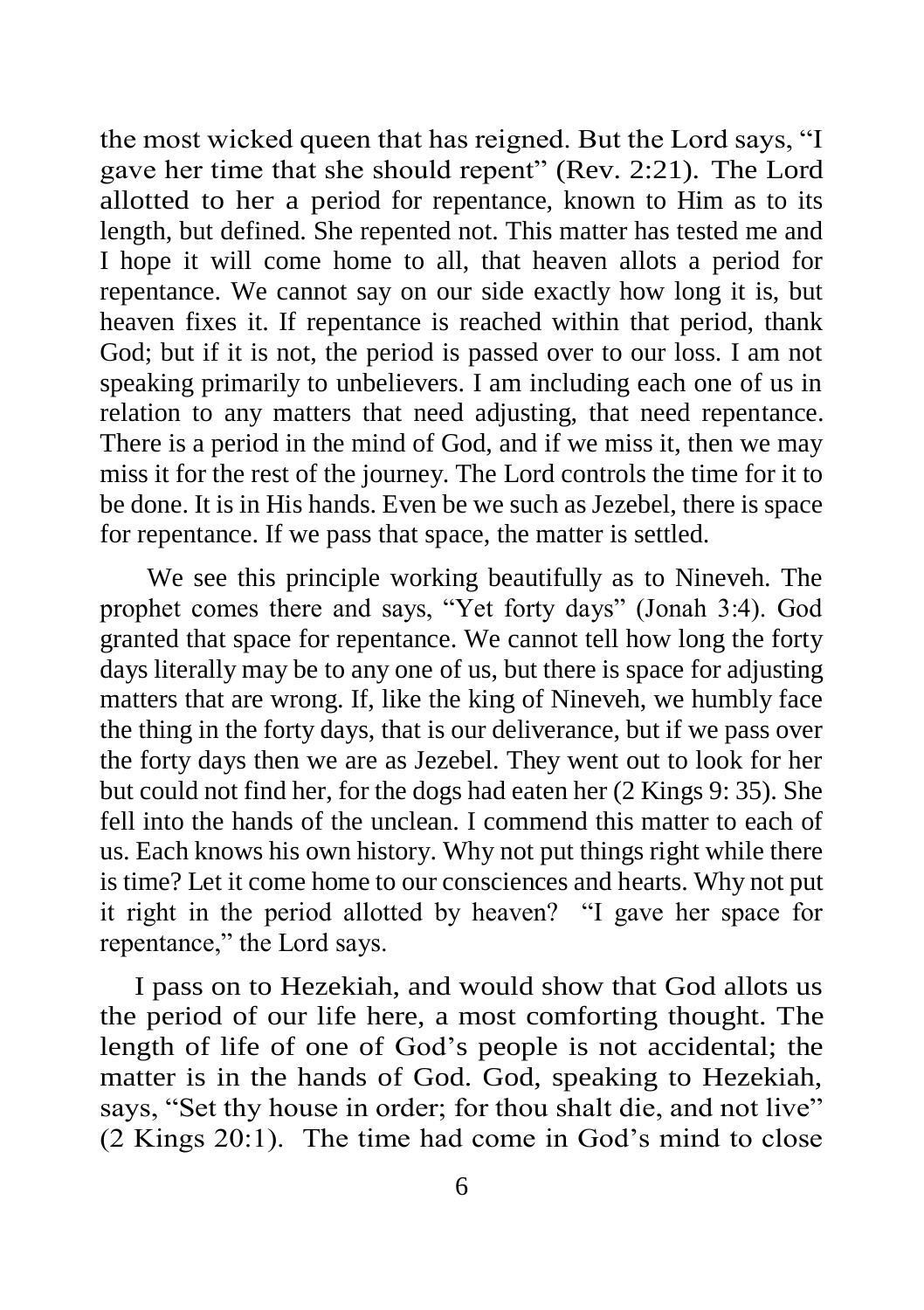the most wicked queen that has reigned. But the Lord says, "I gave her time that she should repent" (Rev. 2:21). The Lord allotted to her a period for repentance, known to Him as to its length, but defined. She repented not. This matter has tested me and I hope it will come home to all, that heaven allots a period for repentance. We cannot say on our side exactly how long it is, but heaven fixes it. If repentance is reached within that period, thank God; but if it is not, the period is passed over to our loss. I am not speaking primarily to unbelievers. I am including each one of us in relation to any matters that need adjusting, that need repentance. There is a period in the mind of God, and if we miss it, then we may miss it for the rest of the journey. The Lord controls the time for it to be done. It is in His hands. Even be we such as Jezebel, there is space for repentance. If we pass that space, the matter is settled.

We see this principle working beautifully as to Nineveh. The prophet comes there and says, "Yet forty days" (Jonah 3:4). God granted that space for repentance. We cannot tell how long the forty days literally may be to any one of us, but there is space for adjusting matters that are wrong. If, like the king of Nineveh, we humbly face the thing in the forty days, that is our deliverance, but if we pass over the forty days then we are as Jezebel. They went out to look for her but could not find her, for the dogs had eaten her (2 Kings 9: 35). She fell into the hands of the unclean. I commend this matter to each of us. Each knows his own history. Why not put things right while there is time? Let it come home to our consciences and hearts. Why not put it right in the period allotted by heaven? "I gave her space for repentance," the Lord says.

I pass on to Hezekiah, and would show that God allots us the period of our life here, a most comforting thought. The length of life of one of God's people is not accidental; the matter is in the hands of God. God, speaking to Hezekiah, says, "Set thy house in order; for thou shalt die, and not live" (2 Kings 20:1). The time had come in God's mind to close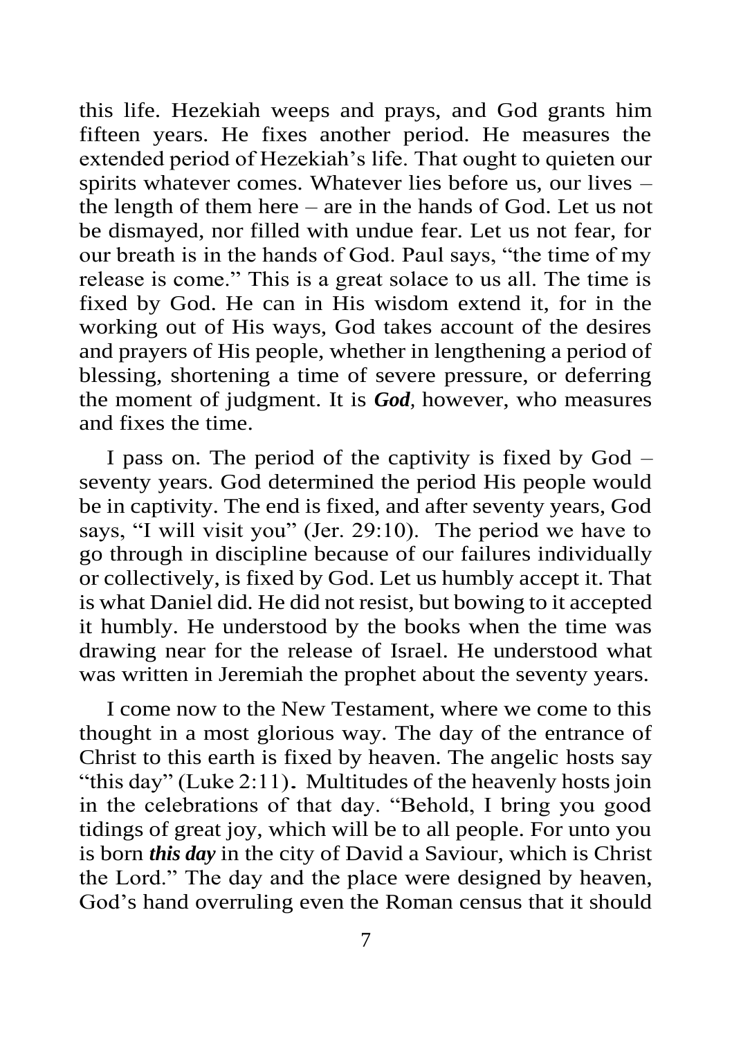this life. Hezekiah weeps and prays, and God grants him fifteen years. He fixes another period. He measures the extended period of Hezekiah's life. That ought to quieten our spirits whatever comes. Whatever lies before us, our lives – the length of them here – are in the hands of God. Let us not be dismayed, nor filled with undue fear. Let us not fear, for our breath is in the hands of God. Paul says, "the time of my release is come." This is a great solace to us all. The time is fixed by God. He can in His wisdom extend it, for in the working out of His ways, God takes account of the desires and prayers of His people, whether in lengthening a period of blessing, shortening a time of severe pressure, or deferring the moment of judgment. It is ***God***, however, who measures and fixes the time.

I pass on. The period of the captivity is fixed by God – seventy years. God determined the period His people would be in captivity. The end is fixed, and after seventy years, God says, "I will visit you" (Jer. 29:10). The period we have to go through in discipline because of our failures individually or collectively, is fixed by God. Let us humbly accept it. That is what Daniel did. He did not resist, but bowing to it accepted it humbly. He understood by the books when the time was drawing near for the release of Israel. He understood what was written in Jeremiah the prophet about the seventy years.

I come now to the New Testament, where we come to this thought in a most glorious way. The day of the entrance of Christ to this earth is fixed by heaven. The angelic hosts say "this day" (Luke 2:11). Multitudes of the heavenly hosts join in the celebrations of that day. "Behold, I bring you good tidings of great joy, which will be to all people. For unto you is born ***this day*** in the city of David a Saviour, which is Christ the Lord." The day and the place were designed by heaven, God's hand overruling even the Roman census that it should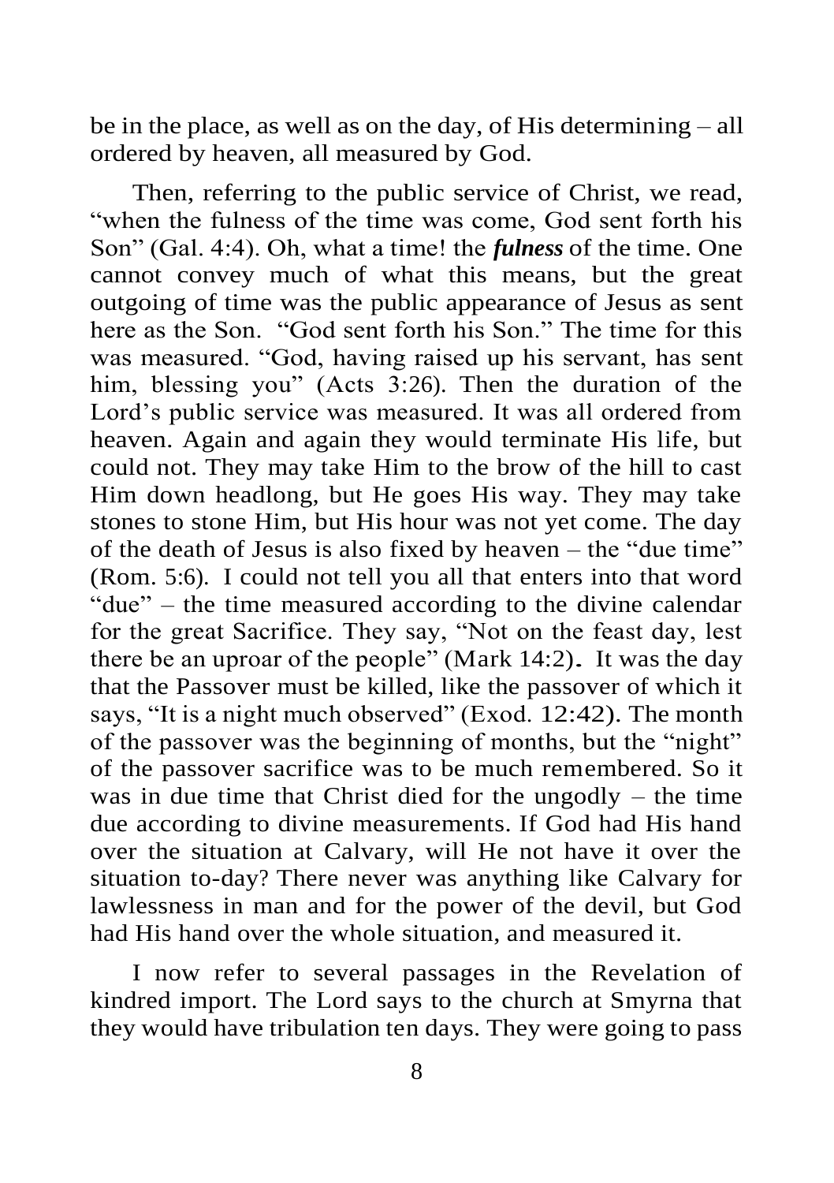be in the place, as well as on the day, of His determining – all ordered by heaven, all measured by God.

Then, referring to the public service of Christ, we read, "when the fulness of the time was come, God sent forth his Son" (Gal. 4:4). Oh, what a time! the ***fulness*** of the time. One cannot convey much of what this means, but the great outgoing of time was the public appearance of Jesus as sent here as the Son. "God sent forth his Son." The time for this was measured. "God, having raised up his servant, has sent him, blessing you" (Acts 3:26). Then the duration of the Lord's public service was measured. It was all ordered from heaven. Again and again they would terminate His life, but could not. They may take Him to the brow of the hill to cast Him down headlong, but He goes His way. They may take stones to stone Him, but His hour was not yet come. The day of the death of Jesus is also fixed by heaven – the "due time" (Rom. 5:6). I could not tell you all that enters into that word "due" – the time measured according to the divine calendar for the great Sacrifice. They say, "Not on the feast day, lest there be an uproar of the people" (Mark 14:2). It was the day that the Passover must be killed, like the passover of which it says, "It is a night much observed" (Exod. 12:42). The month of the passover was the beginning of months, but the "night" of the passover sacrifice was to be much remembered. So it was in due time that Christ died for the ungodly – the time due according to divine measurements. If God had His hand over the situation at Calvary, will He not have it over the situation to-day? There never was anything like Calvary for lawlessness in man and for the power of the devil, but God had His hand over the whole situation, and measured it.

I now refer to several passages in the Revelation of kindred import. The Lord says to the church at Smyrna that they would have tribulation ten days. They were going to pass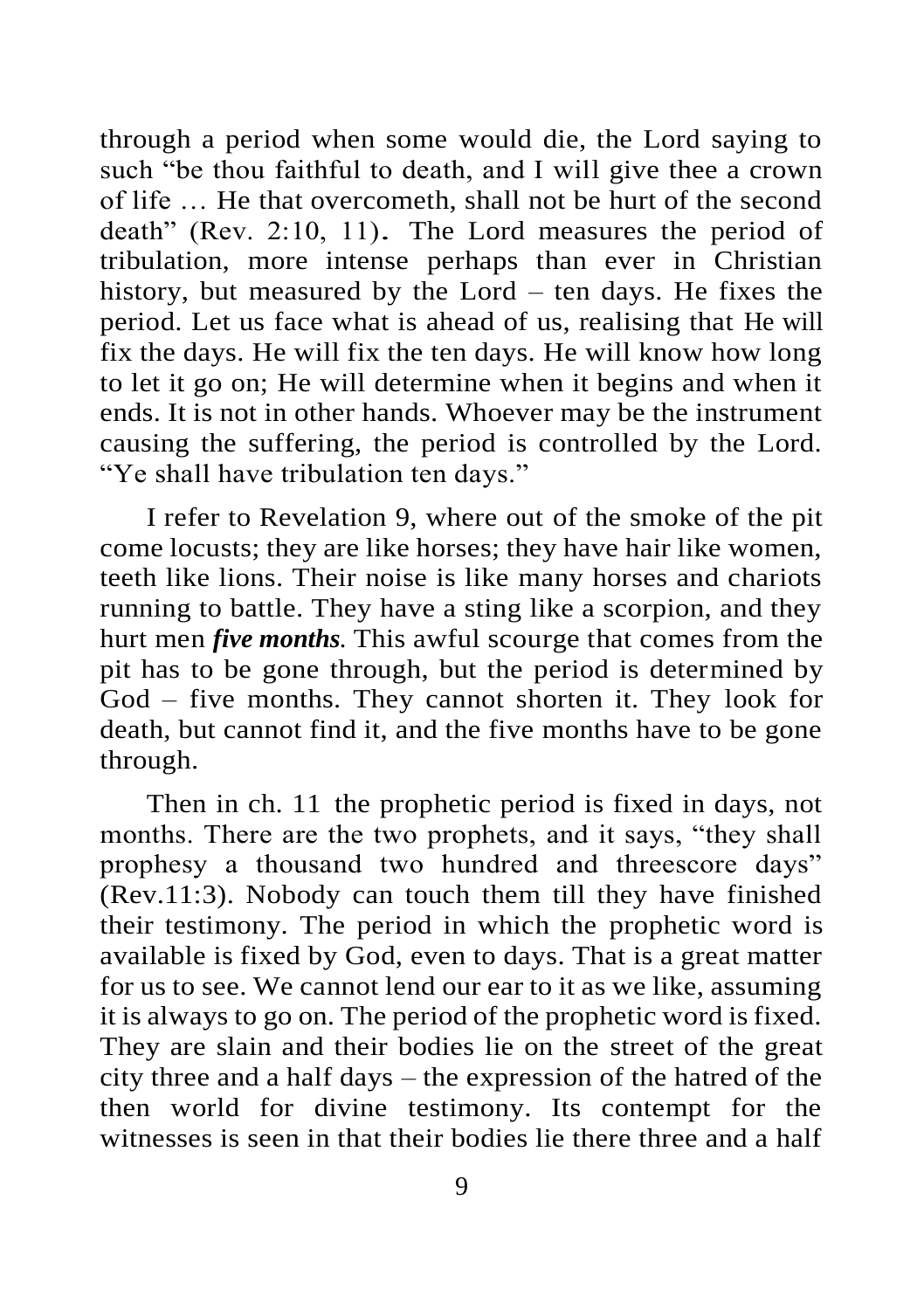through a period when some would die, the Lord saying to such "be thou faithful to death, and I will give thee a crown of life … He that overcometh, shall not be hurt of the second death" (Rev. 2:10, 11). The Lord measures the period of tribulation, more intense perhaps than ever in Christian history, but measured by the Lord – ten days. He fixes the period. Let us face what is ahead of us, realising that He will fix the days. He will fix the ten days. He will know how long to let it go on; He will determine when it begins and when it ends. It is not in other hands. Whoever may be the instrument causing the suffering, the period is controlled by the Lord. "Ye shall have tribulation ten days."

I refer to Revelation 9, where out of the smoke of the pit come locusts; they are like horses; they have hair like women, teeth like lions. Their noise is like many horses and chariots running to battle. They have a sting like a scorpion, and they hurt men ***five months***. This awful scourge that comes from the pit has to be gone through, but the period is determined by God – five months. They cannot shorten it. They look for death, but cannot find it, and the five months have to be gone through.

Then in ch. 11 the prophetic period is fixed in days, not months. There are the two prophets, and it says, "they shall prophesy a thousand two hundred and threescore days" (Rev.11:3). Nobody can touch them till they have finished their testimony. The period in which the prophetic word is available is fixed by God, even to days. That is a great matter for us to see. We cannot lend our ear to it as we like, assuming it is always to go on. The period of the prophetic word is fixed. They are slain and their bodies lie on the street of the great city three and a half days – the expression of the hatred of the then world for divine testimony. Its contempt for the witnesses is seen in that their bodies lie there three and a half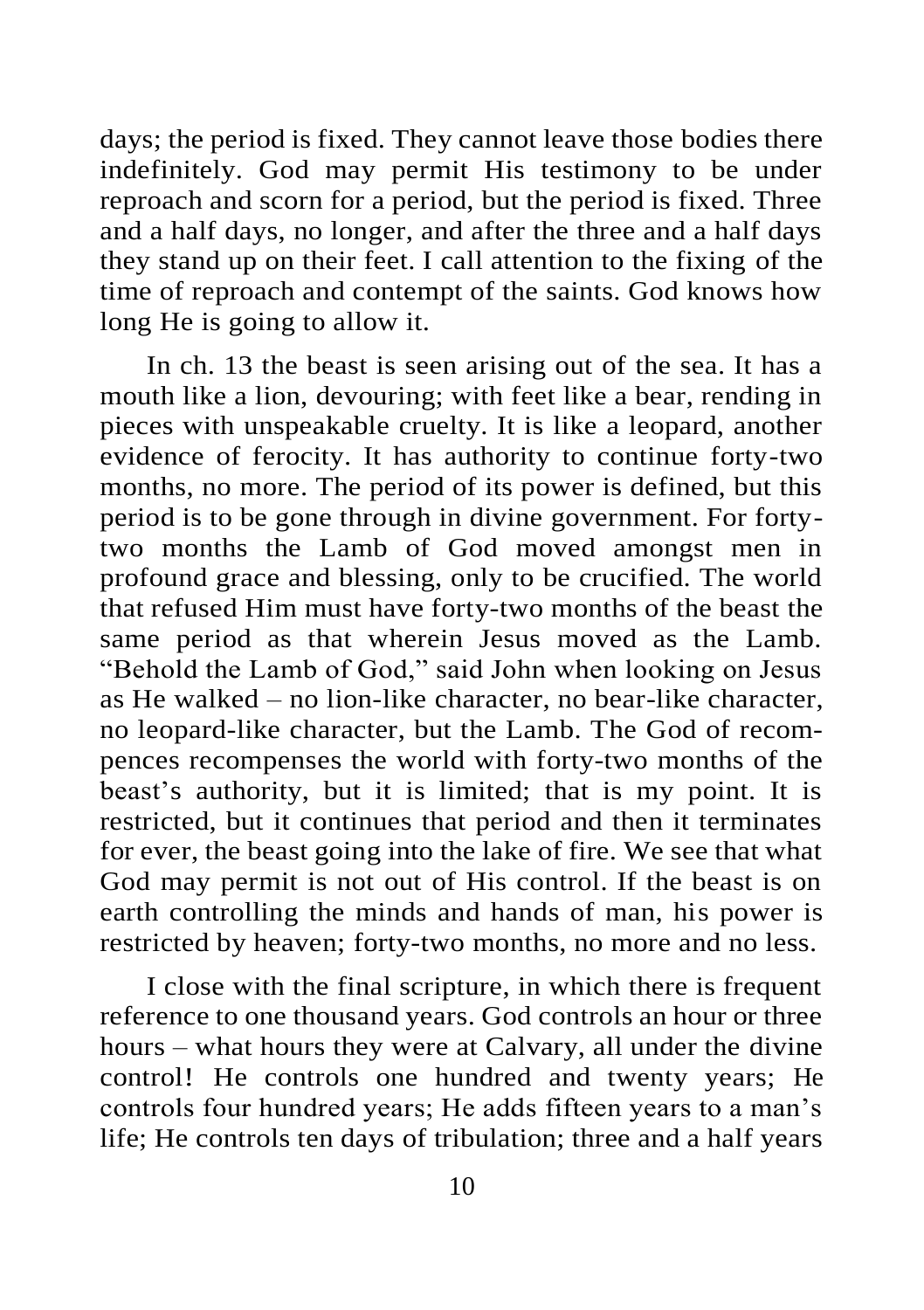days; the period is fixed. They cannot leave those bodies there indefinitely. God may permit His testimony to be under reproach and scorn for a period, but the period is fixed. Three and a half days, no longer, and after the three and a half days they stand up on their feet. I call attention to the fixing of the time of reproach and contempt of the saints. God knows how long He is going to allow it.

In ch. 13 the beast is seen arising out of the sea. It has a mouth like a lion, devouring; with feet like a bear, rending in pieces with unspeakable cruelty. It is like a leopard, another evidence of ferocity. It has authority to continue forty-two months, no more. The period of its power is defined, but this period is to be gone through in divine government. For forty-two months the Lamb of God moved amongst men in profound grace and blessing, only to be crucified. The world that refused Him must have forty-two months of the beast the same period as that wherein Jesus moved as the Lamb. "Behold the Lamb of God," said John when looking on Jesus as He walked – no lion-like character, no bear-like character, no leopard-like character, but the Lamb. The God of recompences recompenses the world with forty-two months of the beast's authority, but it is limited; that is my point. It is restricted, but it continues that period and then it terminates for ever, the beast going into the lake of fire. We see that what God may permit is not out of His control. If the beast is on earth controlling the minds and hands of man, his power is restricted by heaven; forty-two months, no more and no less.

I close with the final scripture, in which there is frequent reference to one thousand years. God controls an hour or three hours – what hours they were at Calvary, all under the divine control! He controls one hundred and twenty years; He controls four hundred years; He adds fifteen years to a man's life; He controls ten days of tribulation; three and a half years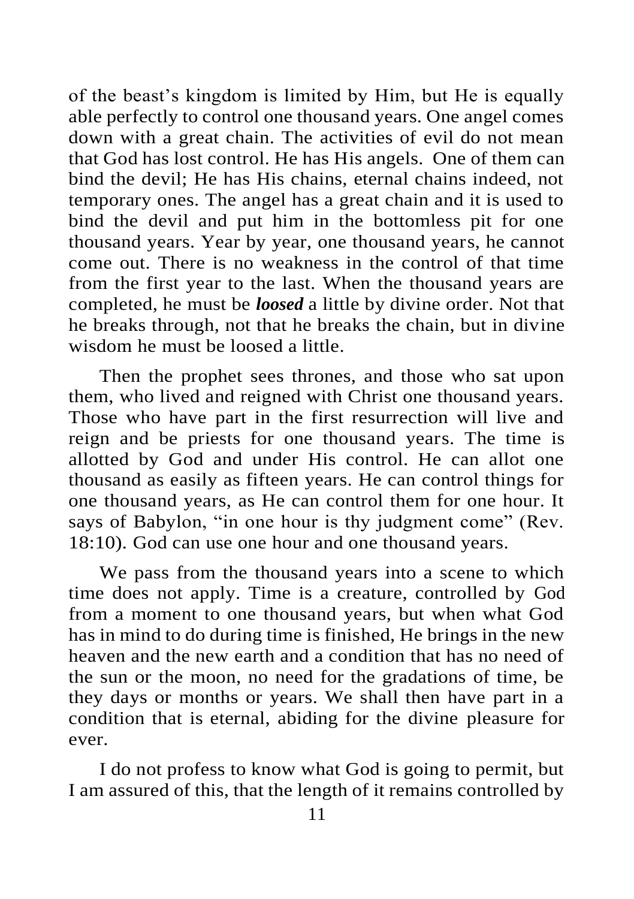of the beast's kingdom is limited by Him, but He is equally able perfectly to control one thousand years. One angel comes down with a great chain. The activities of evil do not mean that God has lost control. He has His angels. One of them can bind the devil; He has His chains, eternal chains indeed, not temporary ones. The angel has a great chain and it is used to bind the devil and put him in the bottomless pit for one thousand years. Year by year, one thousand years, he cannot come out. There is no weakness in the control of that time from the first year to the last. When the thousand years are completed, he must be ***loosed*** a little by divine order. Not that he breaks through, not that he breaks the chain, but in divine wisdom he must be loosed a little.

Then the prophet sees thrones, and those who sat upon them, who lived and reigned with Christ one thousand years. Those who have part in the first resurrection will live and reign and be priests for one thousand years. The time is allotted by God and under His control. He can allot one thousand as easily as fifteen years. He can control things for one thousand years, as He can control them for one hour. It says of Babylon, "in one hour is thy judgment come" (Rev. 18:10). God can use one hour and one thousand years.

We pass from the thousand years into a scene to which time does not apply. Time is a creature, controlled by God from a moment to one thousand years, but when what God has in mind to do during time is finished, He brings in the new heaven and the new earth and a condition that has no need of the sun or the moon, no need for the gradations of time, be they days or months or years. We shall then have part in a condition that is eternal, abiding for the divine pleasure for ever.

I do not profess to know what God is going to permit, but I am assured of this, that the length of it remains controlled by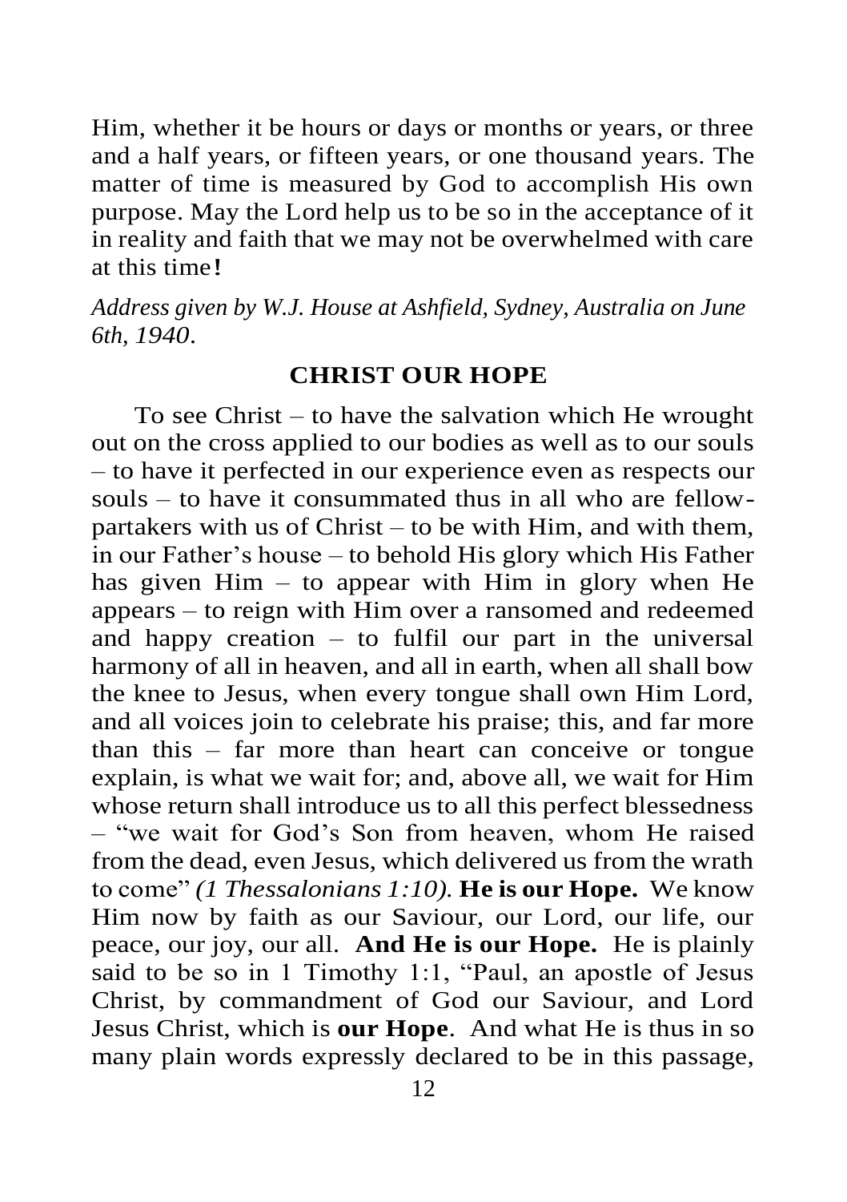Him, whether it be hours or days or months or years, or three and a half years, or fifteen years, or one thousand years. The matter of time is measured by God to accomplish His own purpose. May the Lord help us to be so in the acceptance of it in reality and faith that we may not be overwhelmed with care at this time!

*Address given by W.J. House at Ashfield, Sydney, Australia on June 6th, 1940*.

## CHRIST OUR HOPE

To see Christ – to have the salvation which He wrought out on the cross applied to our bodies as well as to our souls – to have it perfected in our experience even as respects our souls – to have it consummated thus in all who are fellow-partakers with us of Christ – to be with Him, and with them, in our Father's house – to behold His glory which His Father has given Him – to appear with Him in glory when He appears – to reign with Him over a ransomed and redeemed and happy creation – to fulfil our part in the universal harmony of all in heaven, and all in earth, when all shall bow the knee to Jesus, when every tongue shall own Him Lord, and all voices join to celebrate his praise; this, and far more than this – far more than heart can conceive or tongue explain, is what we wait for; and, above all, we wait for Him whose return shall introduce us to all this perfect blessedness – "we wait for God's Son from heaven, whom He raised from the dead, even Jesus, which delivered us from the wrath to come" *(1 Thessalonians 1:10).* **He is our Hope.** We know Him now by faith as our Saviour, our Lord, our life, our peace, our joy, our all. **And He is our Hope.** He is plainly said to be so in 1 Timothy 1:1, "Paul, an apostle of Jesus Christ, by commandment of God our Saviour, and Lord Jesus Christ, which is **our Hope**. And what He is thus in so many plain words expressly declared to be in this passage,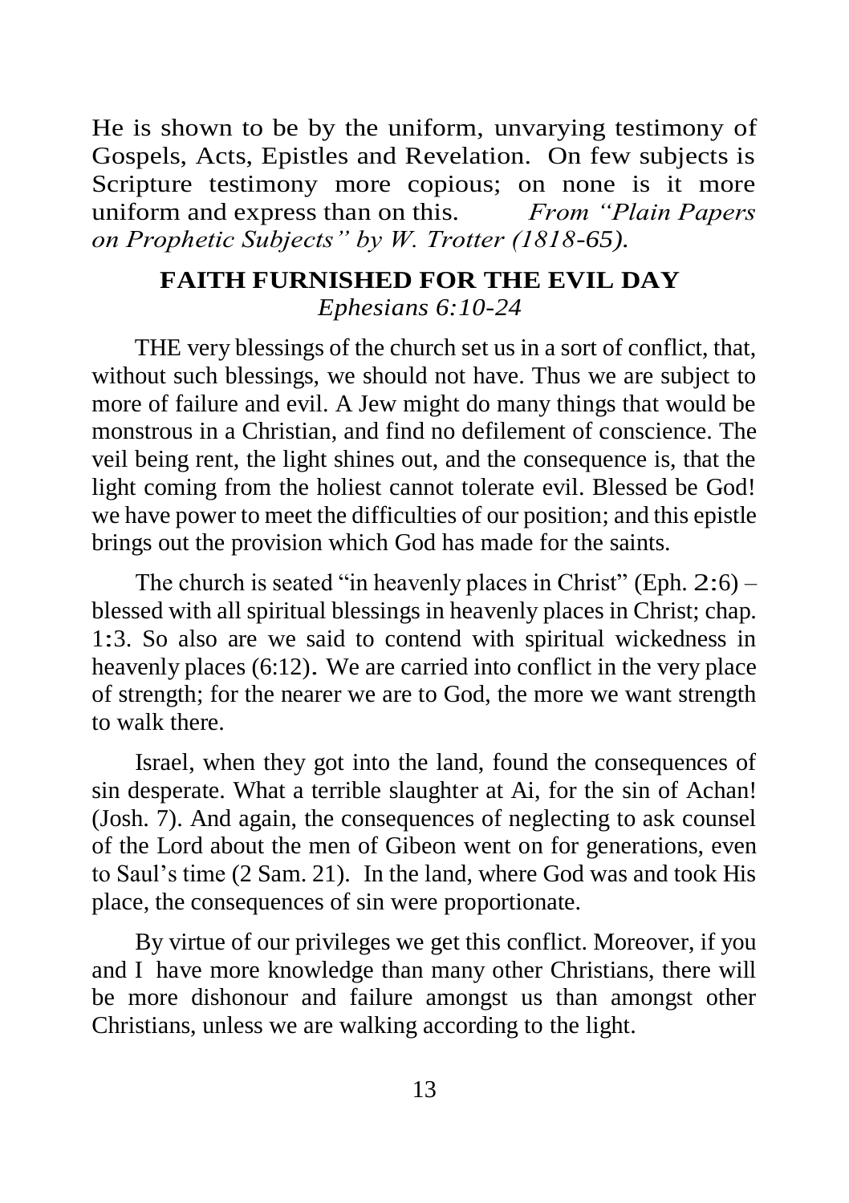He is shown to be by the uniform, unvarying testimony of Gospels, Acts, Epistles and Revelation. On few subjects is Scripture testimony more copious; on none is it more uniform and express than on this. *From "Plain Papers on Prophetic Subjects" by W. Trotter (1818-65).*

## FAITH FURNISHED FOR THE EVIL DAY

*Ephesians 6:10-24*

THE very blessings of the church set us in a sort of conflict, that, without such blessings, we should not have. Thus we are subject to more of failure and evil. A Jew might do many things that would be monstrous in a Christian, and find no defilement of conscience. The veil being rent, the light shines out, and the consequence is, that the light coming from the holiest cannot tolerate evil. Blessed be God! we have power to meet the difficulties of our position; and this epistle brings out the provision which God has made for the saints.

The church is seated "in heavenly places in Christ" (Eph. 2:6) – blessed with all spiritual blessings in heavenly places in Christ; chap. 1:3. So also are we said to contend with spiritual wickedness in heavenly places (6:12). We are carried into conflict in the very place of strength; for the nearer we are to God, the more we want strength to walk there.

Israel, when they got into the land, found the consequences of sin desperate. What a terrible slaughter at Ai, for the sin of Achan! (Josh. 7). And again, the consequences of neglecting to ask counsel of the Lord about the men of Gibeon went on for generations, even to Saul's time (2 Sam. 21). In the land, where God was and took His place, the consequences of sin were proportionate.

By virtue of our privileges we get this conflict. Moreover, if you and I have more knowledge than many other Christians, there will be more dishonour and failure amongst us than amongst other Christians, unless we are walking according to the light.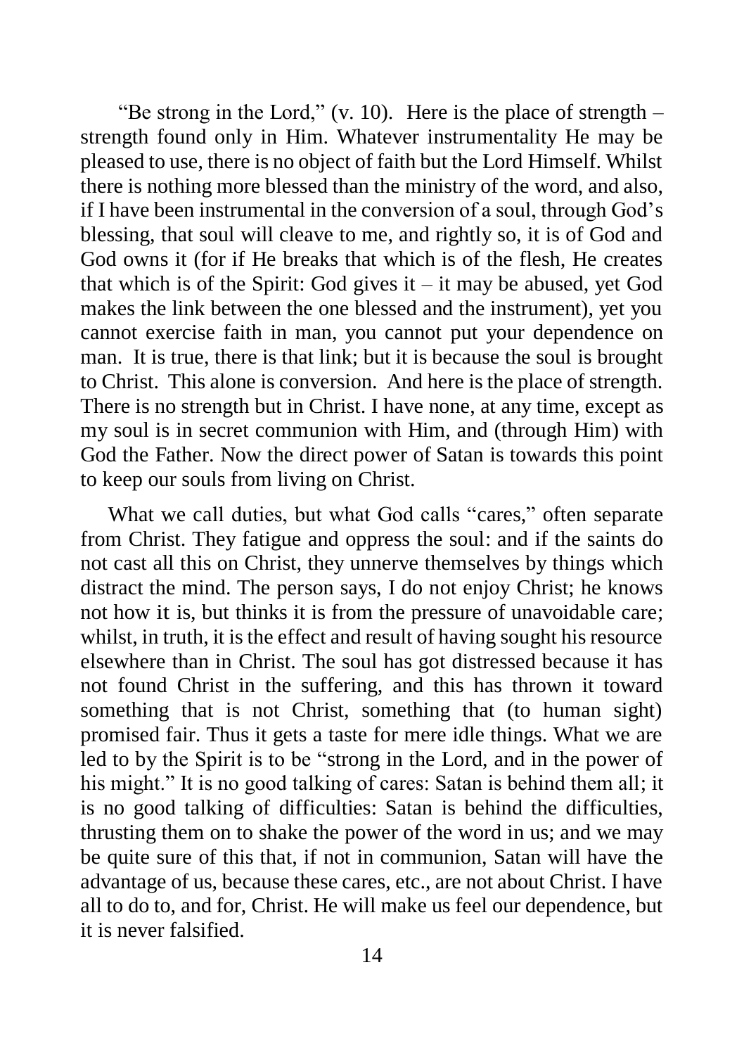"Be strong in the Lord," (v. 10). Here is the place of strength – strength found only in Him. Whatever instrumentality He may be pleased to use, there is no object of faith but the Lord Himself. Whilst there is nothing more blessed than the ministry of the word, and also, if I have been instrumental in the conversion of a soul, through God's blessing, that soul will cleave to me, and rightly so, it is of God and God owns it (for if He breaks that which is of the flesh, He creates that which is of the Spirit: God gives it – it may be abused, yet God makes the link between the one blessed and the instrument), yet you cannot exercise faith in man, you cannot put your dependence on man. It is true, there is that link; but it is because the soul is brought to Christ. This alone is conversion. And here is the place of strength. There is no strength but in Christ. I have none, at any time, except as my soul is in secret communion with Him, and (through Him) with God the Father. Now the direct power of Satan is towards this point to keep our souls from living on Christ.

What we call duties, but what God calls "cares," often separate from Christ. They fatigue and oppress the soul: and if the saints do not cast all this on Christ, they unnerve themselves by things which distract the mind. The person says, I do not enjoy Christ; he knows not how it is, but thinks it is from the pressure of unavoidable care; whilst, in truth, it is the effect and result of having sought his resource elsewhere than in Christ. The soul has got distressed because it has not found Christ in the suffering, and this has thrown it toward something that is not Christ, something that (to human sight) promised fair. Thus it gets a taste for mere idle things. What we are led to by the Spirit is to be "strong in the Lord, and in the power of his might." It is no good talking of cares: Satan is behind them all; it is no good talking of difficulties: Satan is behind the difficulties, thrusting them on to shake the power of the word in us; and we may be quite sure of this that, if not in communion, Satan will have the advantage of us, because these cares, etc., are not about Christ. I have all to do to, and for, Christ. He will make us feel our dependence, but it is never falsified.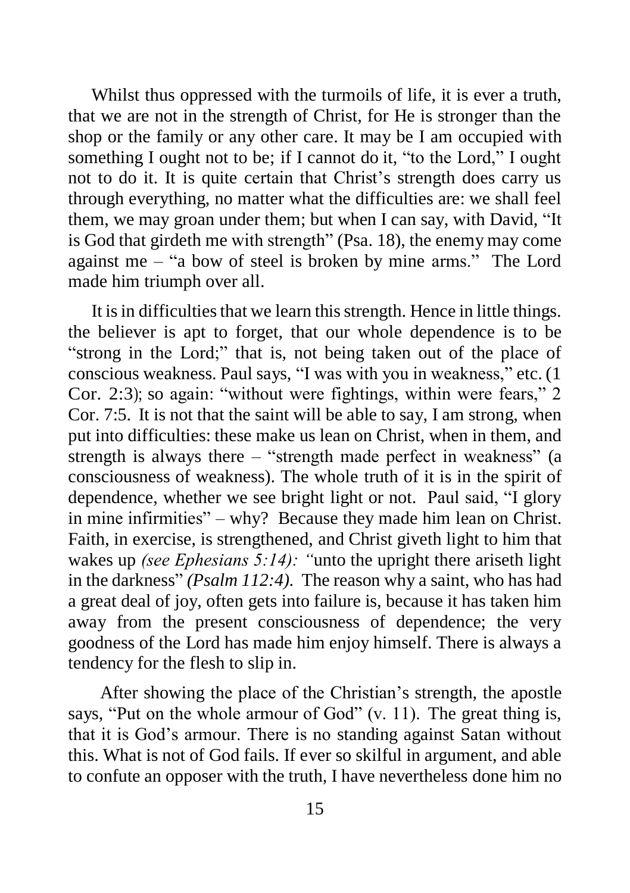Whilst thus oppressed with the turmoils of life, it is ever a truth, that we are not in the strength of Christ, for He is stronger than the shop or the family or any other care. It may be I am occupied with something I ought not to be; if I cannot do it, "to the Lord," I ought not to do it. It is quite certain that Christ's strength does carry us through everything, no matter what the difficulties are: we shall feel them, we may groan under them; but when I can say, with David, "It is God that girdeth me with strength" (Psa. 18), the enemy may come against me – "a bow of steel is broken by mine arms." The Lord made him triumph over all.

It is in difficulties that we learn this strength. Hence in little things. the believer is apt to forget, that our whole dependence is to be "strong in the Lord;" that is, not being taken out of the place of conscious weakness. Paul says, "I was with you in weakness," etc. (1 Cor. 2:3); so again: "without were fightings, within were fears," 2 Cor. 7:5. It is not that the saint will be able to say, I am strong, when put into difficulties: these make us lean on Christ, when in them, and strength is always there – "strength made perfect in weakness" (a consciousness of weakness). The whole truth of it is in the spirit of dependence, whether we see bright light or not. Paul said, "I glory in mine infirmities" – why? Because they made him lean on Christ. Faith, in exercise, is strengthened, and Christ giveth light to him that wakes up *(see Ephesians 5:14): "*unto the upright there ariseth light in the darkness" *(Psalm 112:4)*. The reason why a saint, who has had a great deal of joy, often gets into failure is, because it has taken him away from the present consciousness of dependence; the very goodness of the Lord has made him enjoy himself. There is always a tendency for the flesh to slip in.

After showing the place of the Christian's strength, the apostle says, "Put on the whole armour of God" (v. 11). The great thing is, that it is God's armour. There is no standing against Satan without this. What is not of God fails. If ever so skilful in argument, and able to confute an opposer with the truth, I have nevertheless done him no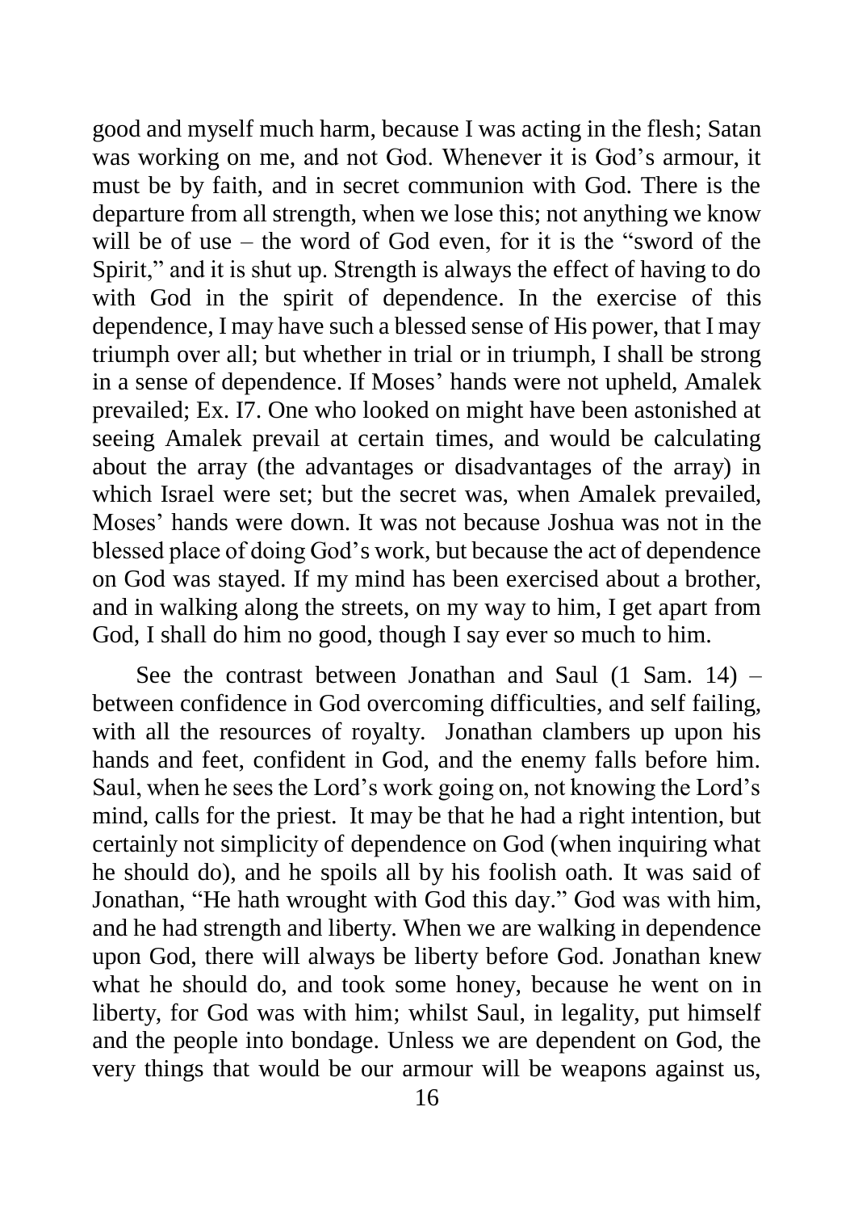good and myself much harm, because I was acting in the flesh; Satan was working on me, and not God. Whenever it is God's armour, it must be by faith, and in secret communion with God. There is the departure from all strength, when we lose this; not anything we know will be of use – the word of God even, for it is the "sword of the Spirit," and it is shut up. Strength is always the effect of having to do with God in the spirit of dependence. In the exercise of this dependence, I may have such a blessed sense of His power, that I may triumph over all; but whether in trial or in triumph, I shall be strong in a sense of dependence. If Moses' hands were not upheld, Amalek prevailed; Ex. I7. One who looked on might have been astonished at seeing Amalek prevail at certain times, and would be calculating about the array (the advantages or disadvantages of the array) in which Israel were set; but the secret was, when Amalek prevailed, Moses' hands were down. It was not because Joshua was not in the blessed place of doing God's work, but because the act of dependence on God was stayed. If my mind has been exercised about a brother, and in walking along the streets, on my way to him, I get apart from God, I shall do him no good, though I say ever so much to him.

See the contrast between Jonathan and Saul (1 Sam. 14) – between confidence in God overcoming difficulties, and self failing, with all the resources of royalty. Jonathan clambers up upon his hands and feet, confident in God, and the enemy falls before him. Saul, when he sees the Lord's work going on, not knowing the Lord's mind, calls for the priest. It may be that he had a right intention, but certainly not simplicity of dependence on God (when inquiring what he should do), and he spoils all by his foolish oath. It was said of Jonathan, "He hath wrought with God this day." God was with him, and he had strength and liberty. When we are walking in dependence upon God, there will always be liberty before God. Jonathan knew what he should do, and took some honey, because he went on in liberty, for God was with him; whilst Saul, in legality, put himself and the people into bondage. Unless we are dependent on God, the very things that would be our armour will be weapons against us,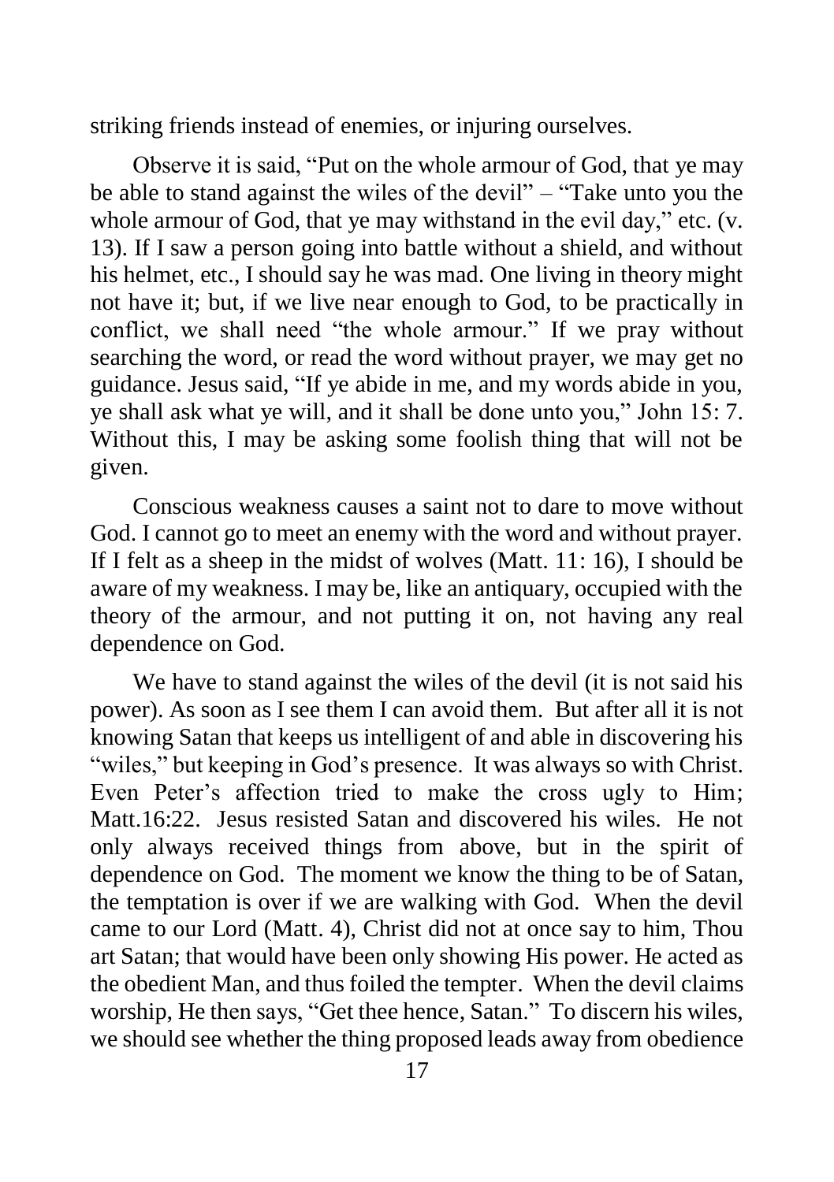striking friends instead of enemies, or injuring ourselves.

Observe it is said, "Put on the whole armour of God, that ye may be able to stand against the wiles of the devil" – "Take unto you the whole armour of God, that ye may withstand in the evil day," etc. (v. 13). If I saw a person going into battle without a shield, and without his helmet, etc., I should say he was mad. One living in theory might not have it; but, if we live near enough to God, to be practically in conflict, we shall need "the whole armour." If we pray without searching the word, or read the word without prayer, we may get no guidance. Jesus said, "If ye abide in me, and my words abide in you, ye shall ask what ye will, and it shall be done unto you," John 15: 7. Without this, I may be asking some foolish thing that will not be given.

Conscious weakness causes a saint not to dare to move without God. I cannot go to meet an enemy with the word and without prayer. If I felt as a sheep in the midst of wolves (Matt. 11: 16), I should be aware of my weakness. I may be, like an antiquary, occupied with the theory of the armour, and not putting it on, not having any real dependence on God.

We have to stand against the wiles of the devil (it is not said his power). As soon as I see them I can avoid them. But after all it is not knowing Satan that keeps us intelligent of and able in discovering his "wiles," but keeping in God's presence. It was always so with Christ. Even Peter's affection tried to make the cross ugly to Him; Matt.16:22. Jesus resisted Satan and discovered his wiles. He not only always received things from above, but in the spirit of dependence on God. The moment we know the thing to be of Satan, the temptation is over if we are walking with God. When the devil came to our Lord (Matt. 4), Christ did not at once say to him, Thou art Satan; that would have been only showing His power. He acted as the obedient Man, and thus foiled the tempter. When the devil claims worship, He then says, "Get thee hence, Satan." To discern his wiles, we should see whether the thing proposed leads away from obedience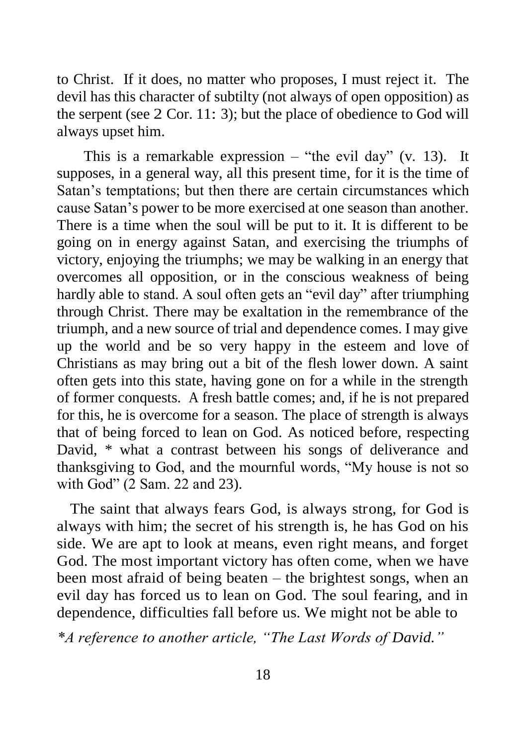to Christ. If it does, no matter who proposes, I must reject it. The devil has this character of subtilty (not always of open opposition) as the serpent (see 2 Cor. 11: 3); but the place of obedience to God will always upset him.

This is a remarkable expression – "the evil day" (v. 13). It supposes, in a general way, all this present time, for it is the time of Satan's temptations; but then there are certain circumstances which cause Satan's power to be more exercised at one season than another. There is a time when the soul will be put to it. It is different to be going on in energy against Satan, and exercising the triumphs of victory, enjoying the triumphs; we may be walking in an energy that overcomes all opposition, or in the conscious weakness of being hardly able to stand. A soul often gets an "evil day" after triumphing through Christ. There may be exaltation in the remembrance of the triumph, and a new source of trial and dependence comes. I may give up the world and be so very happy in the esteem and love of Christians as may bring out a bit of the flesh lower down. A saint often gets into this state, having gone on for a while in the strength of former conquests. A fresh battle comes; and, if he is not prepared for this, he is overcome for a season. The place of strength is always that of being forced to lean on God. As noticed before, respecting David, * what a contrast between his songs of deliverance and thanksgiving to God, and the mournful words, "My house is not so with God" (2 Sam. 22 and 23).

The saint that always fears God, is always strong, for God is always with him; the secret of his strength is, he has God on his side. We are apt to look at means, even right means, and forget God. The most important victory has often come, when we have been most afraid of being beaten – the brightest songs, when an evil day has forced us to lean on God. The soul fearing, and in dependence, difficulties fall before us. We might not be able to

*\*A reference to another article, "The Last Words of David."*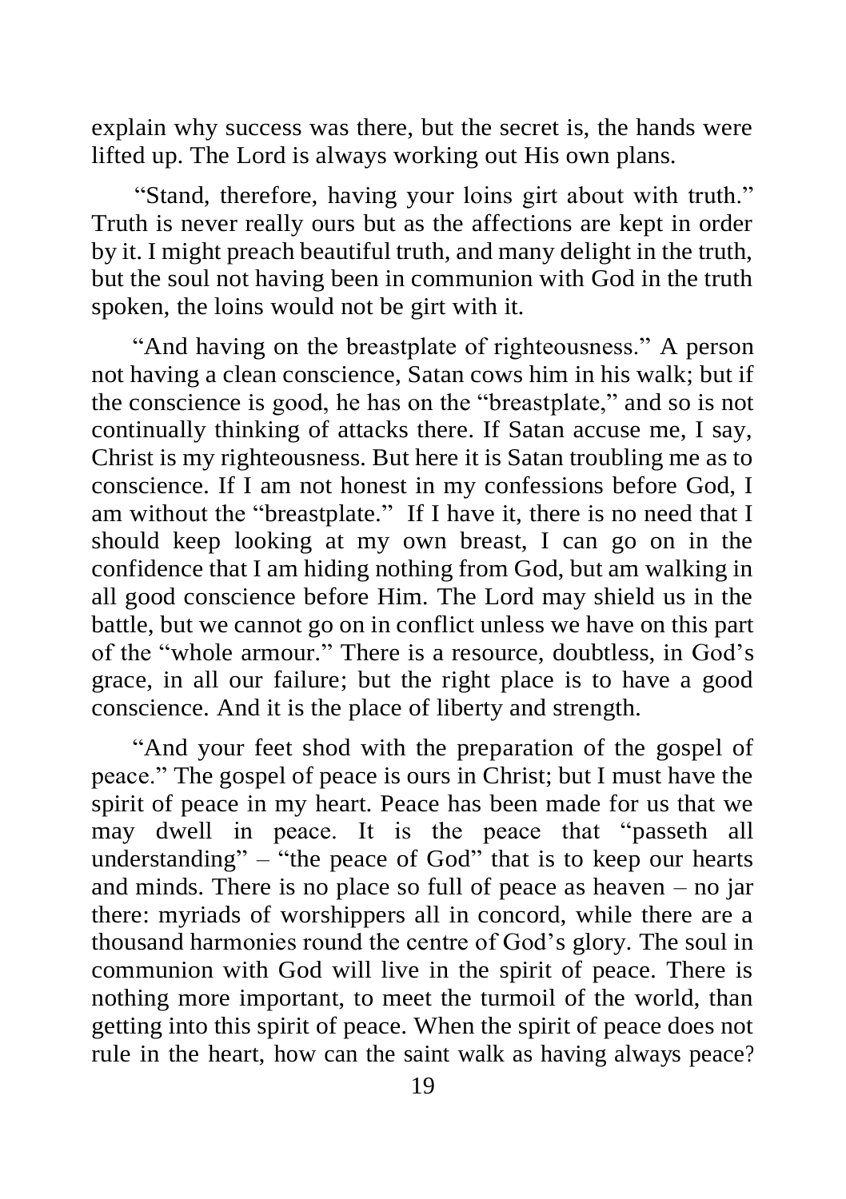explain why success was there, but the secret is, the hands were lifted up. The Lord is always working out His own plans.

"Stand, therefore, having your loins girt about with truth." Truth is never really ours but as the affections are kept in order by it. I might preach beautiful truth, and many delight in the truth, but the soul not having been in communion with God in the truth spoken, the loins would not be girt with it.

"And having on the breastplate of righteousness." A person not having a clean conscience, Satan cows him in his walk; but if the conscience is good, he has on the "breastplate," and so is not continually thinking of attacks there. If Satan accuse me, I say, Christ is my righteousness. But here it is Satan troubling me as to conscience. If I am not honest in my confessions before God, I am without the "breastplate." If I have it, there is no need that I should keep looking at my own breast, I can go on in the confidence that I am hiding nothing from God, but am walking in all good conscience before Him. The Lord may shield us in the battle, but we cannot go on in conflict unless we have on this part of the "whole armour." There is a resource, doubtless, in God's grace, in all our failure; but the right place is to have a good conscience. And it is the place of liberty and strength.

"And your feet shod with the preparation of the gospel of peace." The gospel of peace is ours in Christ; but I must have the spirit of peace in my heart. Peace has been made for us that we may dwell in peace. It is the peace that "passeth all understanding" – "the peace of God" that is to keep our hearts and minds. There is no place so full of peace as heaven – no jar there: myriads of worshippers all in concord, while there are a thousand harmonies round the centre of God's glory. The soul in communion with God will live in the spirit of peace. There is nothing more important, to meet the turmoil of the world, than getting into this spirit of peace. When the spirit of peace does not rule in the heart, how can the saint walk as having always peace?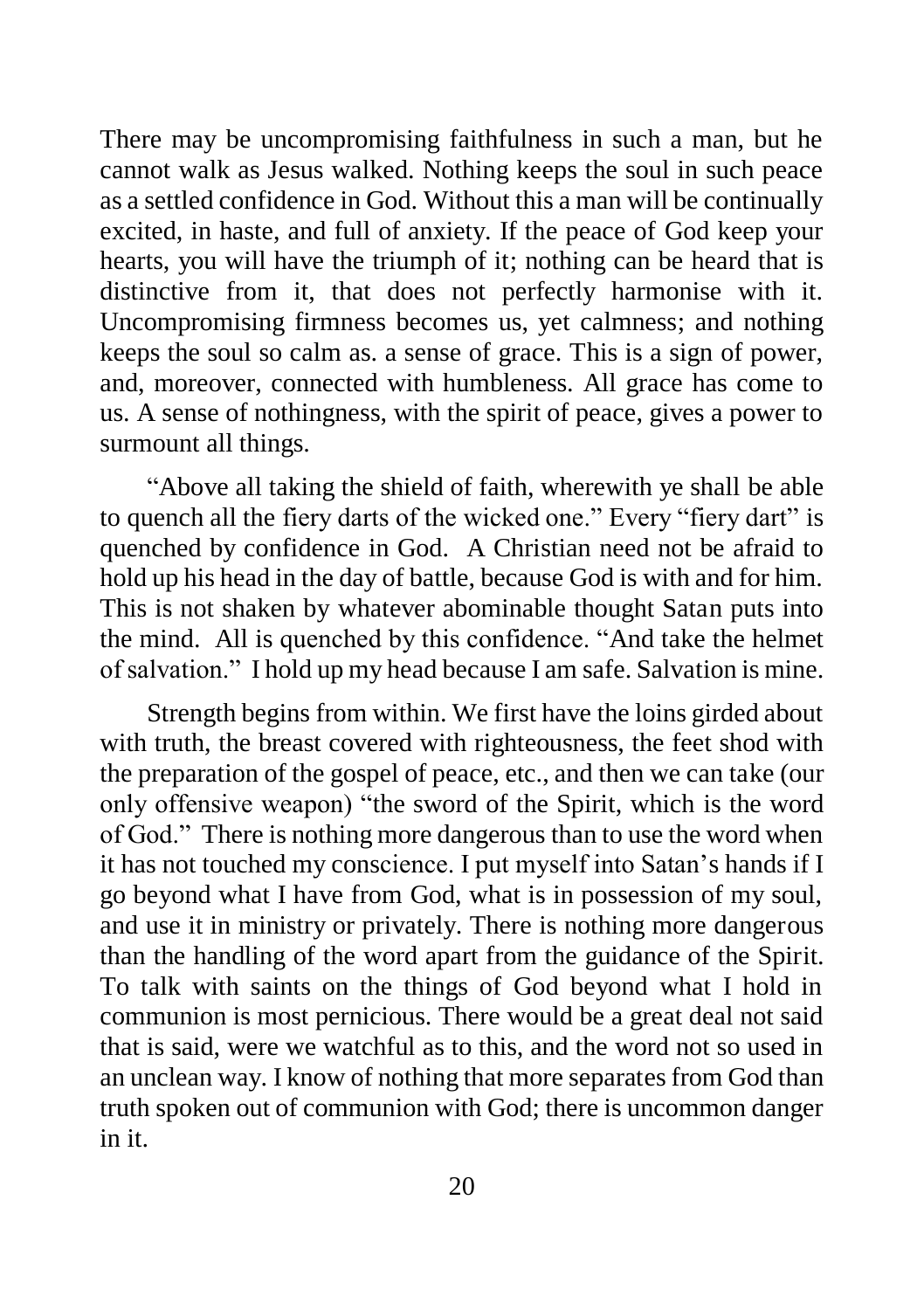There may be uncompromising faithfulness in such a man, but he cannot walk as Jesus walked. Nothing keeps the soul in such peace as a settled confidence in God. Without this a man will be continually excited, in haste, and full of anxiety. If the peace of God keep your hearts, you will have the triumph of it; nothing can be heard that is distinctive from it, that does not perfectly harmonise with it. Uncompromising firmness becomes us, yet calmness; and nothing keeps the soul so calm as. a sense of grace. This is a sign of power, and, moreover, connected with humbleness. All grace has come to us. A sense of nothingness, with the spirit of peace, gives a power to surmount all things.

"Above all taking the shield of faith, wherewith ye shall be able to quench all the fiery darts of the wicked one." Every "fiery dart" is quenched by confidence in God. A Christian need not be afraid to hold up his head in the day of battle, because God is with and for him. This is not shaken by whatever abominable thought Satan puts into the mind. All is quenched by this confidence. "And take the helmet of salvation." I hold up my head because I am safe. Salvation is mine.

Strength begins from within. We first have the loins girded about with truth, the breast covered with righteousness, the feet shod with the preparation of the gospel of peace, etc., and then we can take (our only offensive weapon) "the sword of the Spirit, which is the word of God." There is nothing more dangerous than to use the word when it has not touched my conscience. I put myself into Satan's hands if I go beyond what I have from God, what is in possession of my soul, and use it in ministry or privately. There is nothing more dangerous than the handling of the word apart from the guidance of the Spirit. To talk with saints on the things of God beyond what I hold in communion is most pernicious. There would be a great deal not said that is said, were we watchful as to this, and the word not so used in an unclean way. I know of nothing that more separates from God than truth spoken out of communion with God; there is uncommon danger in it.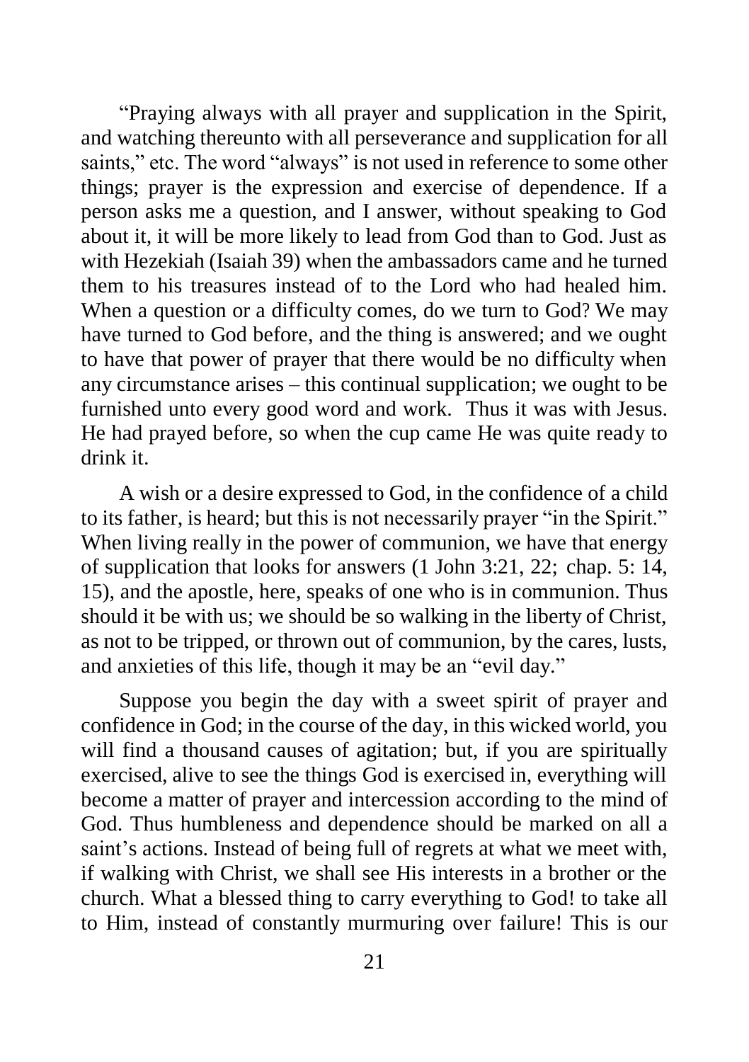"Praying always with all prayer and supplication in the Spirit, and watching thereunto with all perseverance and supplication for all saints," etc. The word "always" is not used in reference to some other things; prayer is the expression and exercise of dependence. If a person asks me a question, and I answer, without speaking to God about it, it will be more likely to lead from God than to God. Just as with Hezekiah (Isaiah 39) when the ambassadors came and he turned them to his treasures instead of to the Lord who had healed him. When a question or a difficulty comes, do we turn to God? We may have turned to God before, and the thing is answered; and we ought to have that power of prayer that there would be no difficulty when any circumstance arises – this continual supplication; we ought to be furnished unto every good word and work. Thus it was with Jesus. He had prayed before, so when the cup came He was quite ready to drink it.

A wish or a desire expressed to God, in the confidence of a child to its father, is heard; but this is not necessarily prayer "in the Spirit." When living really in the power of communion, we have that energy of supplication that looks for answers (1 John 3:21, 22; chap. 5: 14, 15), and the apostle, here, speaks of one who is in communion. Thus should it be with us; we should be so walking in the liberty of Christ, as not to be tripped, or thrown out of communion, by the cares, lusts, and anxieties of this life, though it may be an "evil day."

Suppose you begin the day with a sweet spirit of prayer and confidence in God; in the course of the day, in this wicked world, you will find a thousand causes of agitation; but, if you are spiritually exercised, alive to see the things God is exercised in, everything will become a matter of prayer and intercession according to the mind of God. Thus humbleness and dependence should be marked on all a saint's actions. Instead of being full of regrets at what we meet with, if walking with Christ, we shall see His interests in a brother or the church. What a blessed thing to carry everything to God! to take all to Him, instead of constantly murmuring over failure! This is our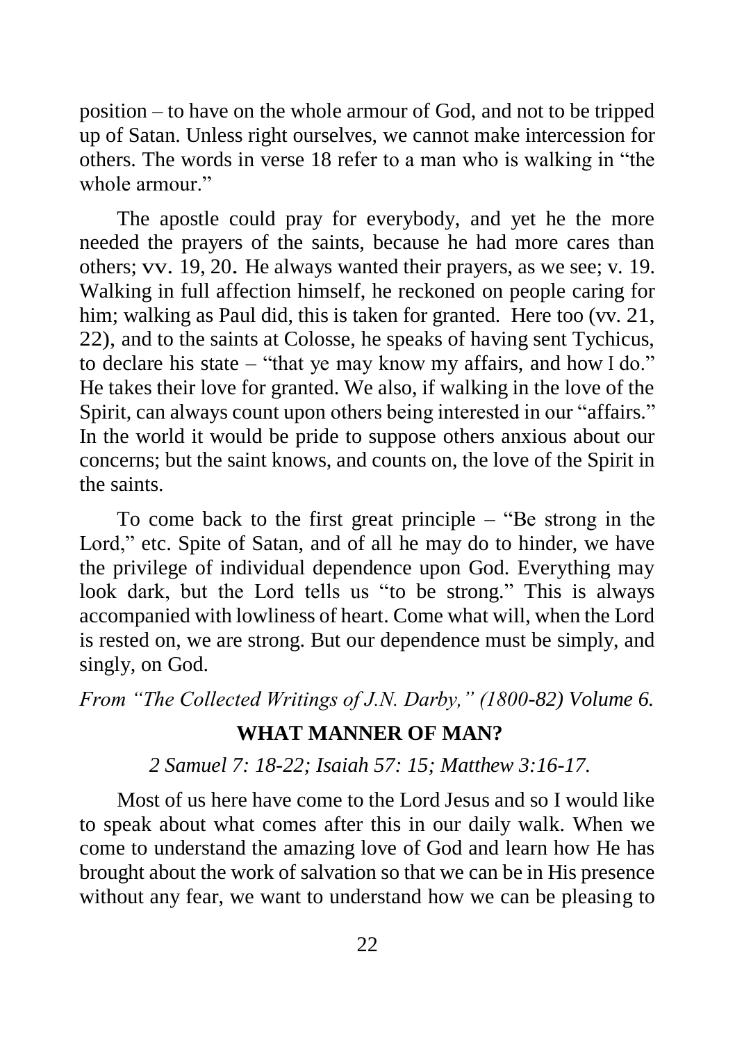position – to have on the whole armour of God, and not to be tripped up of Satan. Unless right ourselves, we cannot make intercession for others. The words in verse 18 refer to a man who is walking in "the whole armour."

The apostle could pray for everybody, and yet he the more needed the prayers of the saints, because he had more cares than others; vv. 19, 20. He always wanted their prayers, as we see; v. 19. Walking in full affection himself, he reckoned on people caring for him; walking as Paul did, this is taken for granted. Here too (vv. 21, 22), and to the saints at Colosse, he speaks of having sent Tychicus, to declare his state – "that ye may know my affairs, and how I do." He takes their love for granted. We also, if walking in the love of the Spirit, can always count upon others being interested in our "affairs." In the world it would be pride to suppose others anxious about our concerns; but the saint knows, and counts on, the love of the Spirit in the saints.

To come back to the first great principle – "Be strong in the Lord," etc. Spite of Satan, and of all he may do to hinder, we have the privilege of individual dependence upon God. Everything may look dark, but the Lord tells us "to be strong." This is always accompanied with lowliness of heart. Come what will, when the Lord is rested on, we are strong. But our dependence must be simply, and singly, on God.

*From "The Collected Writings of J.N. Darby," (1800-82) Volume 6.*

## WHAT MANNER OF MAN?

*2 Samuel 7: 18-22; Isaiah 57: 15; Matthew 3:16-17.*

Most of us here have come to the Lord Jesus and so I would like to speak about what comes after this in our daily walk. When we come to understand the amazing love of God and learn how He has brought about the work of salvation so that we can be in His presence without any fear, we want to understand how we can be pleasing to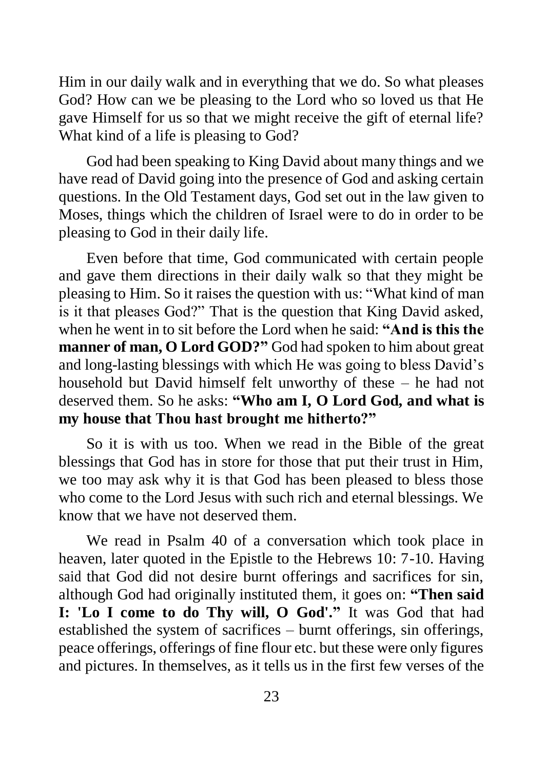Him in our daily walk and in everything that we do. So what pleases God? How can we be pleasing to the Lord who so loved us that He gave Himself for us so that we might receive the gift of eternal life? What kind of a life is pleasing to God?

God had been speaking to King David about many things and we have read of David going into the presence of God and asking certain questions. In the Old Testament days, God set out in the law given to Moses, things which the children of Israel were to do in order to be pleasing to God in their daily life.

Even before that time, God communicated with certain people and gave them directions in their daily walk so that they might be pleasing to Him. So it raises the question with us: "What kind of man is it that pleases God?" That is the question that King David asked, when he went in to sit before the Lord when he said: **"And is this the manner of man, O Lord GOD?"** God had spoken to him about great and long-lasting blessings with which He was going to bless David's household but David himself felt unworthy of these – he had not deserved them. So he asks: **"Who am I, O Lord God, and what is my house that Thou hast brought me hitherto?"**

So it is with us too. When we read in the Bible of the great blessings that God has in store for those that put their trust in Him, we too may ask why it is that God has been pleased to bless those who come to the Lord Jesus with such rich and eternal blessings. We know that we have not deserved them.

We read in Psalm 40 of a conversation which took place in heaven, later quoted in the Epistle to the Hebrews 10: 7-10. Having said that God did not desire burnt offerings and sacrifices for sin, although God had originally instituted them, it goes on: **"Then said I: 'Lo I come to do Thy will, O God'."** It was God that had established the system of sacrifices – burnt offerings, sin offerings, peace offerings, offerings of fine flour etc. but these were only figures and pictures. In themselves, as it tells us in the first few verses of the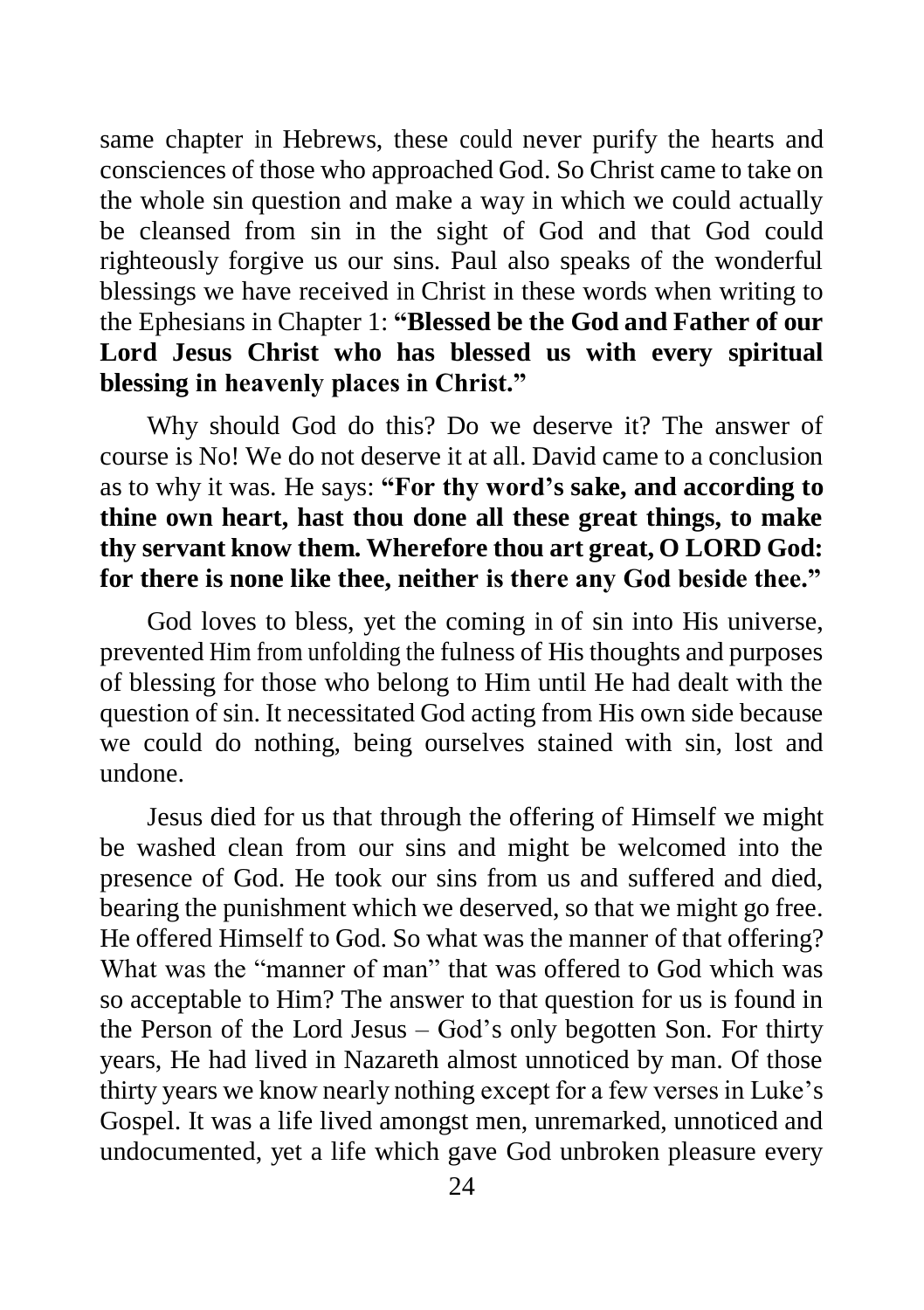same chapter in Hebrews, these could never purify the hearts and consciences of those who approached God. So Christ came to take on the whole sin question and make a way in which we could actually be cleansed from sin in the sight of God and that God could righteously forgive us our sins. Paul also speaks of the wonderful blessings we have received in Christ in these words when writing to the Ephesians in Chapter 1: **"Blessed be the God and Father of our Lord Jesus Christ who has blessed us with every spiritual blessing in heavenly places in Christ."**

Why should God do this? Do we deserve it? The answer of course is No! We do not deserve it at all. David came to a conclusion as to why it was. He says: **"For thy word's sake, and according to thine own heart, hast thou done all these great things, to make thy servant know them. Wherefore thou art great, O LORD God: for there is none like thee, neither is there any God beside thee."**

God loves to bless, yet the coming in of sin into His universe, prevented Him from unfolding the fulness of His thoughts and purposes of blessing for those who belong to Him until He had dealt with the question of sin. It necessitated God acting from His own side because we could do nothing, being ourselves stained with sin, lost and undone.

Jesus died for us that through the offering of Himself we might be washed clean from our sins and might be welcomed into the presence of God. He took our sins from us and suffered and died, bearing the punishment which we deserved, so that we might go free. He offered Himself to God. So what was the manner of that offering? What was the "manner of man" that was offered to God which was so acceptable to Him? The answer to that question for us is found in the Person of the Lord Jesus – God's only begotten Son. For thirty years, He had lived in Nazareth almost unnoticed by man. Of those thirty years we know nearly nothing except for a few verses in Luke's Gospel. It was a life lived amongst men, unremarked, unnoticed and undocumented, yet a life which gave God unbroken pleasure every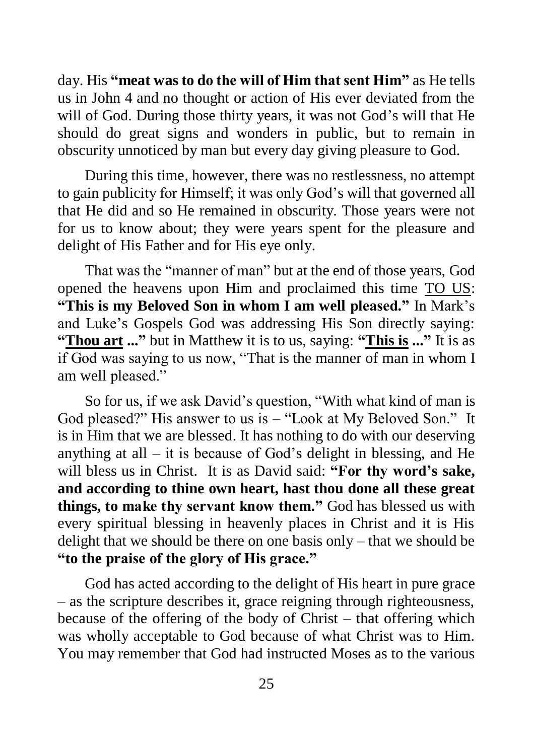day. His **"meat was to do the will of Him that sent Him"** as He tells us in John 4 and no thought or action of His ever deviated from the will of God. During those thirty years, it was not God's will that He should do great signs and wonders in public, but to remain in obscurity unnoticed by man but every day giving pleasure to God.

During this time, however, there was no restlessness, no attempt to gain publicity for Himself; it was only God's will that governed all that He did and so He remained in obscurity. Those years were not for us to know about; they were years spent for the pleasure and delight of His Father and for His eye only.

That was the "manner of man" but at the end of those years, God opened the heavens upon Him and proclaimed this time <u>TO US</u>: **"This is my Beloved Son in whom I am well pleased."** In Mark's and Luke's Gospels God was addressing His Son directly saying: **"<u>Thou art</u> ..."** but in Matthew it is to us, saying: **"<u>This is</u> ..."** It is as if God was saying to us now, "That is the manner of man in whom I am well pleased."

So for us, if we ask David's question, "With what kind of man is God pleased?" His answer to us is – "Look at My Beloved Son." It is in Him that we are blessed. It has nothing to do with our deserving anything at all – it is because of God's delight in blessing, and He will bless us in Christ. It is as David said: **"For thy word's sake, and according to thine own heart, hast thou done all these great things, to make thy servant know them."** God has blessed us with every spiritual blessing in heavenly places in Christ and it is His delight that we should be there on one basis only – that we should be **"to the praise of the glory of His grace."**

God has acted according to the delight of His heart in pure grace – as the scripture describes it, grace reigning through righteousness, because of the offering of the body of Christ – that offering which was wholly acceptable to God because of what Christ was to Him. You may remember that God had instructed Moses as to the various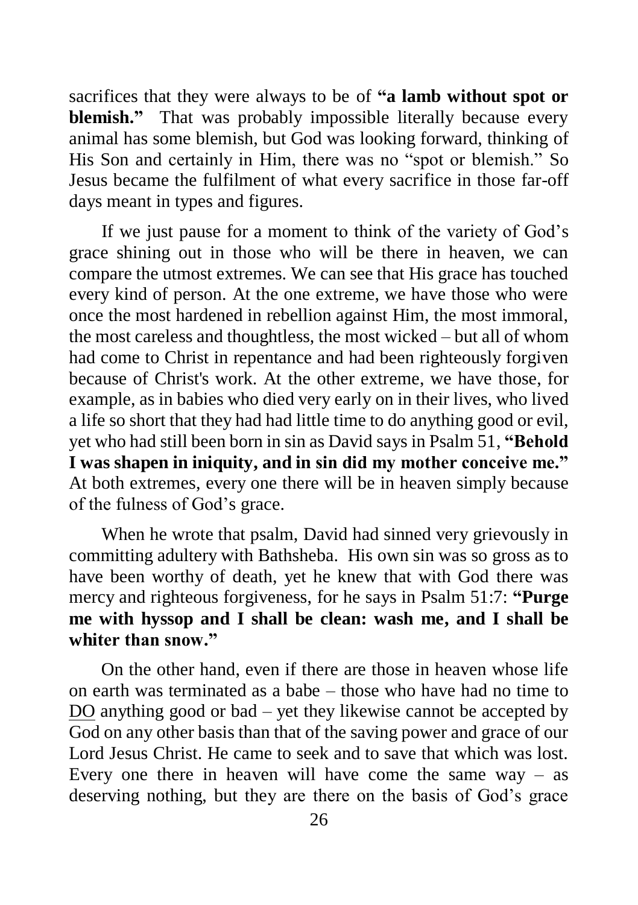sacrifices that they were always to be of **"a lamb without spot or blemish."** That was probably impossible literally because every animal has some blemish, but God was looking forward, thinking of His Son and certainly in Him, there was no "spot or blemish." So Jesus became the fulfilment of what every sacrifice in those far-off days meant in types and figures.

If we just pause for a moment to think of the variety of God's grace shining out in those who will be there in heaven, we can compare the utmost extremes. We can see that His grace has touched every kind of person. At the one extreme, we have those who were once the most hardened in rebellion against Him, the most immoral, the most careless and thoughtless, the most wicked – but all of whom had come to Christ in repentance and had been righteously forgiven because of Christ's work. At the other extreme, we have those, for example, as in babies who died very early on in their lives, who lived a life so short that they had had little time to do anything good or evil, yet who had still been born in sin as David says in Psalm 51, **"Behold I was shapen in iniquity, and in sin did my mother conceive me."** At both extremes, every one there will be in heaven simply because of the fulness of God's grace.

When he wrote that psalm, David had sinned very grievously in committing adultery with Bathsheba. His own sin was so gross as to have been worthy of death, yet he knew that with God there was mercy and righteous forgiveness, for he says in Psalm 51:7: **"Purge me with hyssop and I shall be clean: wash me, and I shall be whiter than snow."**

On the other hand, even if there are those in heaven whose life on earth was terminated as a babe – those who have had no time to <u>DO</u> anything good or bad – yet they likewise cannot be accepted by God on any other basis than that of the saving power and grace of our Lord Jesus Christ. He came to seek and to save that which was lost. Every one there in heaven will have come the same way – as deserving nothing, but they are there on the basis of God's grace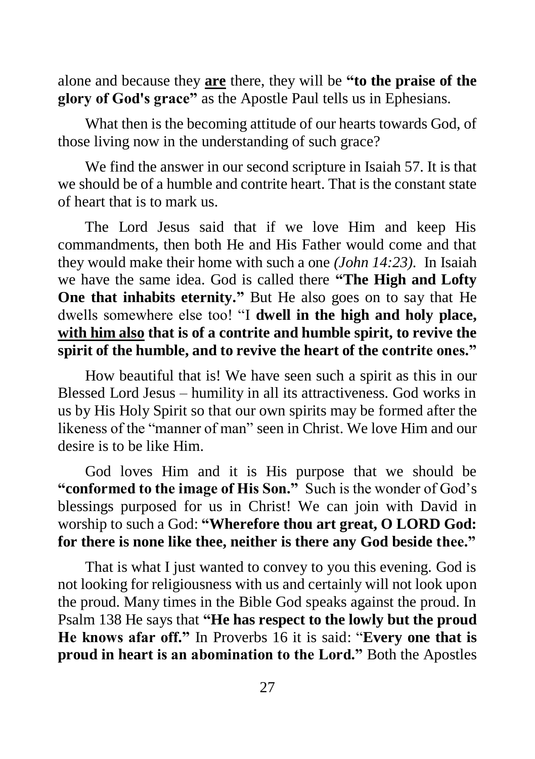alone and because they **are** there, they will be **"to the praise of the glory of God's grace"** as the Apostle Paul tells us in Ephesians.

What then is the becoming attitude of our hearts towards God, of those living now in the understanding of such grace?

We find the answer in our second scripture in Isaiah 57. It is that we should be of a humble and contrite heart. That is the constant state of heart that is to mark us.

The Lord Jesus said that if we love Him and keep His commandments, then both He and His Father would come and that they would make their home with such a one *(John 14:23)*. In Isaiah we have the same idea. God is called there **"The High and Lofty One that inhabits eternity."** But He also goes on to say that He dwells somewhere else too! "I **dwell in the high and holy place, <u>with him also</u> that is of a contrite and humble spirit, to revive the spirit of the humble, and to revive the heart of the contrite ones."**

How beautiful that is! We have seen such a spirit as this in our Blessed Lord Jesus – humility in all its attractiveness. God works in us by His Holy Spirit so that our own spirits may be formed after the likeness of the "manner of man" seen in Christ. We love Him and our desire is to be like Him.

God loves Him and it is His purpose that we should be **"conformed to the image of His Son."** Such is the wonder of God's blessings purposed for us in Christ! We can join with David in worship to such a God: **"Wherefore thou art great, O LORD God: for there is none like thee, neither is there any God beside thee."**

That is what I just wanted to convey to you this evening. God is not looking for religiousness with us and certainly will not look upon the proud. Many times in the Bible God speaks against the proud. In Psalm 138 He says that **"He has respect to the lowly but the proud He knows afar off."** In Proverbs 16 it is said: "**Every one that is proud in heart is an abomination to the Lord."** Both the Apostles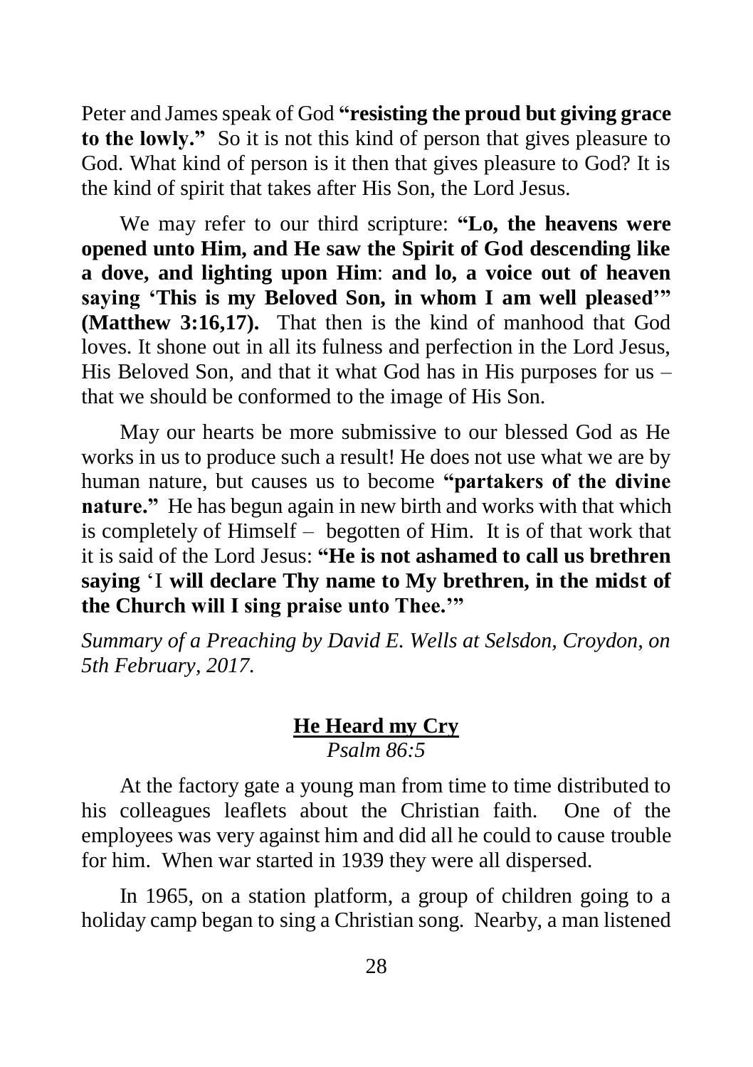Peter and James speak of God **"resisting the proud but giving grace to the lowly."** So it is not this kind of person that gives pleasure to God. What kind of person is it then that gives pleasure to God? It is the kind of spirit that takes after His Son, the Lord Jesus.

We may refer to our third scripture: **"Lo, the heavens were opened unto Him, and He saw the Spirit of God descending like a dove, and lighting upon Him**: **and lo, a voice out of heaven saying 'This is my Beloved Son, in whom I am well pleased'" (Matthew 3:16,17).** That then is the kind of manhood that God loves. It shone out in all its fulness and perfection in the Lord Jesus, His Beloved Son, and that it what God has in His purposes for us – that we should be conformed to the image of His Son.

May our hearts be more submissive to our blessed God as He works in us to produce such a result! He does not use what we are by human nature, but causes us to become **"partakers of the divine nature."** He has begun again in new birth and works with that which is completely of Himself – begotten of Him. It is of that work that it is said of the Lord Jesus: **"He is not ashamed to call us brethren saying** 'I **will declare Thy name to My brethren, in the midst of the Church will I sing praise unto Thee.'"**

*Summary of a Preaching by David E. Wells at Selsdon, Croydon, on 5th February, 2017.*

## He Heard my Cry

*Psalm 86:5*

At the factory gate a young man from time to time distributed to his colleagues leaflets about the Christian faith. One of the employees was very against him and did all he could to cause trouble for him. When war started in 1939 they were all dispersed.

In 1965, on a station platform, a group of children going to a holiday camp began to sing a Christian song. Nearby, a man listened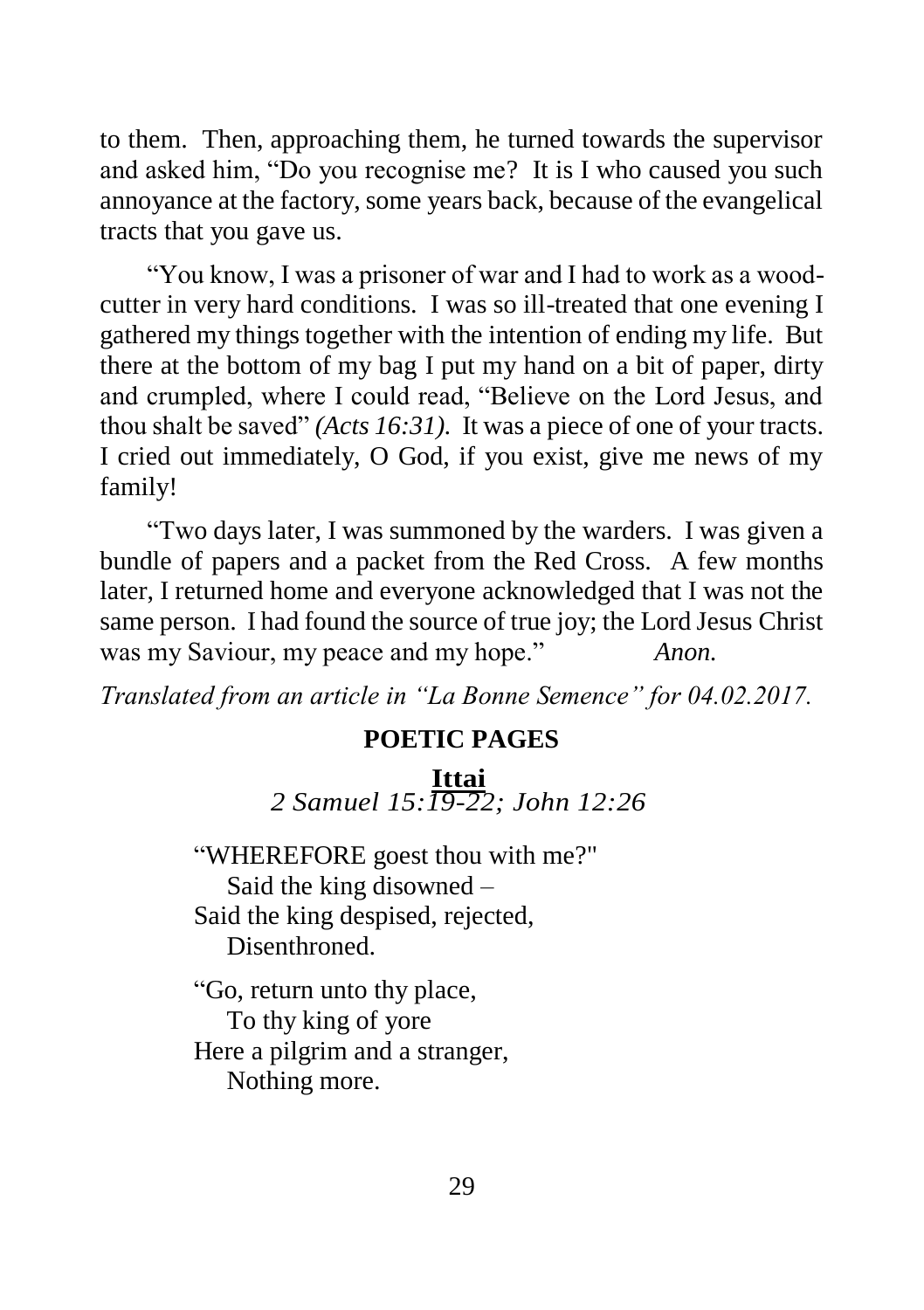to them. Then, approaching them, he turned towards the supervisor and asked him, "Do you recognise me? It is I who caused you such annoyance at the factory, some years back, because of the evangelical tracts that you gave us.

"You know, I was a prisoner of war and I had to work as a wood-cutter in very hard conditions. I was so ill-treated that one evening I gathered my things together with the intention of ending my life. But there at the bottom of my bag I put my hand on a bit of paper, dirty and crumpled, where I could read, "Believe on the Lord Jesus, and thou shalt be saved" *(Acts 16:31).* It was a piece of one of your tracts. I cried out immediately, O God, if you exist, give me news of my family!

"Two days later, I was summoned by the warders. I was given a bundle of papers and a packet from the Red Cross. A few months later, I returned home and everyone acknowledged that I was not the same person. I had found the source of true joy; the Lord Jesus Christ was my Saviour, my peace and my hope." *Anon.*

*Translated from an article in "La Bonne Semence" for 04.02.2017.*

## POETIC PAGES

### Ittai

*2 Samuel 15:19-22; John 12:26*

"WHEREFORE goest thou with me?"
Said the king disowned –
Said the king despised, rejected,
Disenthroned.

"Go, return unto thy place,
To thy king of yore
Here a pilgrim and a stranger,
Nothing more.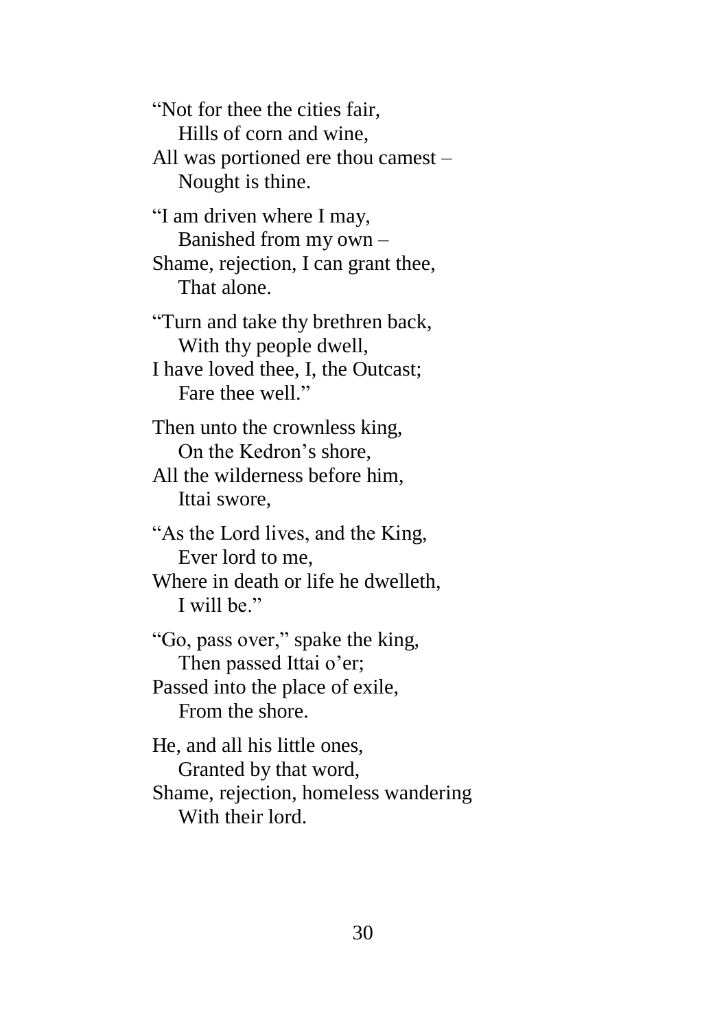"Not for thee the cities fair,  
&nbsp;&nbsp;&nbsp;&nbsp;Hills of corn and wine,  
All was portioned ere thou camest –  
&nbsp;&nbsp;&nbsp;&nbsp;Nought is thine.

"I am driven where I may,  
&nbsp;&nbsp;&nbsp;&nbsp;Banished from my own –  
Shame, rejection, I can grant thee,  
&nbsp;&nbsp;&nbsp;&nbsp;That alone.

"Turn and take thy brethren back,  
&nbsp;&nbsp;&nbsp;&nbsp;With thy people dwell,  
I have loved thee, I, the Outcast;  
&nbsp;&nbsp;&nbsp;&nbsp;Fare thee well."

Then unto the crownless king,  
&nbsp;&nbsp;&nbsp;&nbsp;On the Kedron's shore,  
All the wilderness before him,  
&nbsp;&nbsp;&nbsp;&nbsp;Ittai swore,

"As the Lord lives, and the King,  
&nbsp;&nbsp;&nbsp;&nbsp;Ever lord to me,  
Where in death or life he dwelleth,  
&nbsp;&nbsp;&nbsp;&nbsp;I will be."

"Go, pass over," spake the king,  
&nbsp;&nbsp;&nbsp;&nbsp;Then passed Ittai o'er;  
Passed into the place of exile,  
&nbsp;&nbsp;&nbsp;&nbsp;From the shore.

He, and all his little ones,  
&nbsp;&nbsp;&nbsp;&nbsp;Granted by that word,  
Shame, rejection, homeless wandering  
&nbsp;&nbsp;&nbsp;&nbsp;With their lord.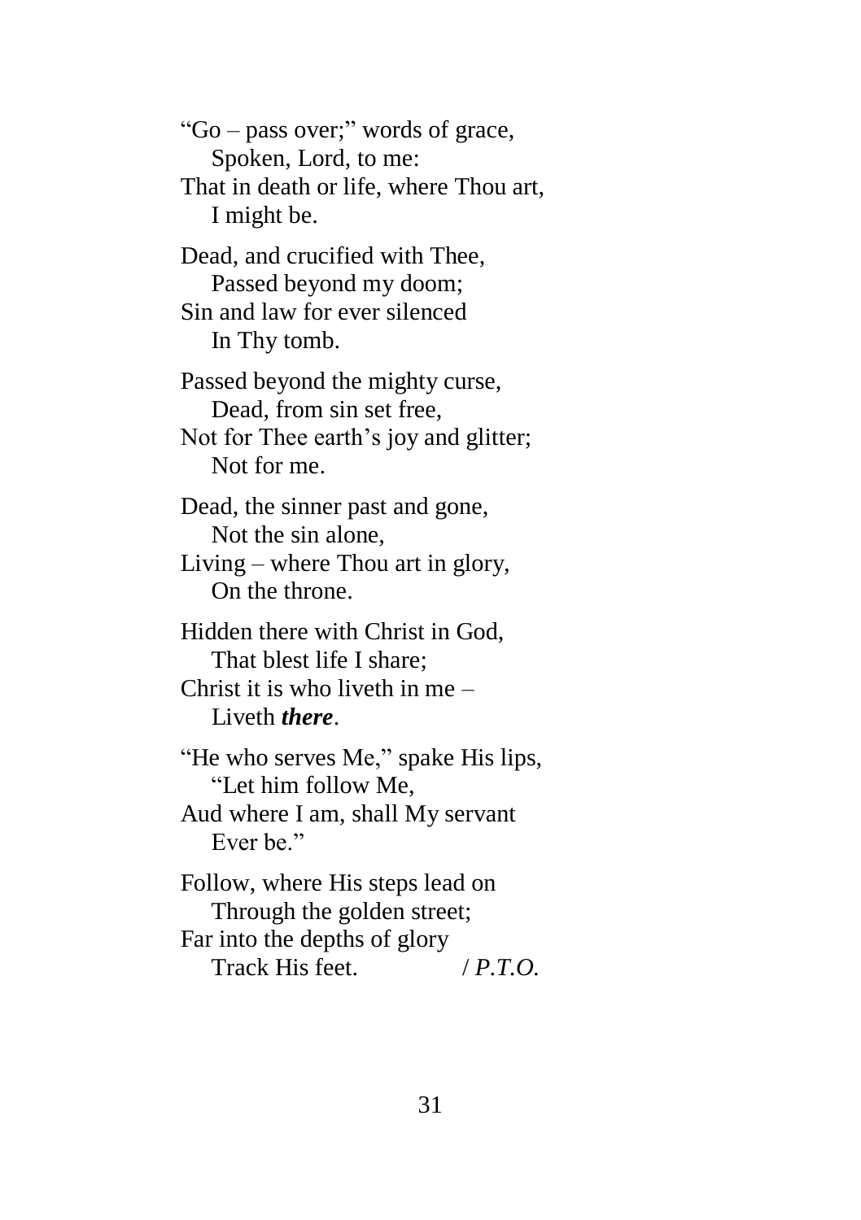"Go – pass over;" words of grace,
Spoken, Lord, to me:
That in death or life, where Thou art,
I might be.

Dead, and crucified with Thee,
Passed beyond my doom;
Sin and law for ever silenced
In Thy tomb.

Passed beyond the mighty curse,
Dead, from sin set free,
Not for Thee earth's joy and glitter;
Not for me.

Dead, the sinner past and gone,
Not the sin alone,
Living – where Thou art in glory,
On the throne.

Hidden there with Christ in God,
That blest life I share;
Christ it is who liveth in me –
Liveth ***there***.

"He who serves Me," spake His lips,
"Let him follow Me,
Aud where I am, shall My servant
Ever be."

Follow, where His steps lead on
Through the golden street;
Far into the depths of glory
Track His feet. / *P.T.O.*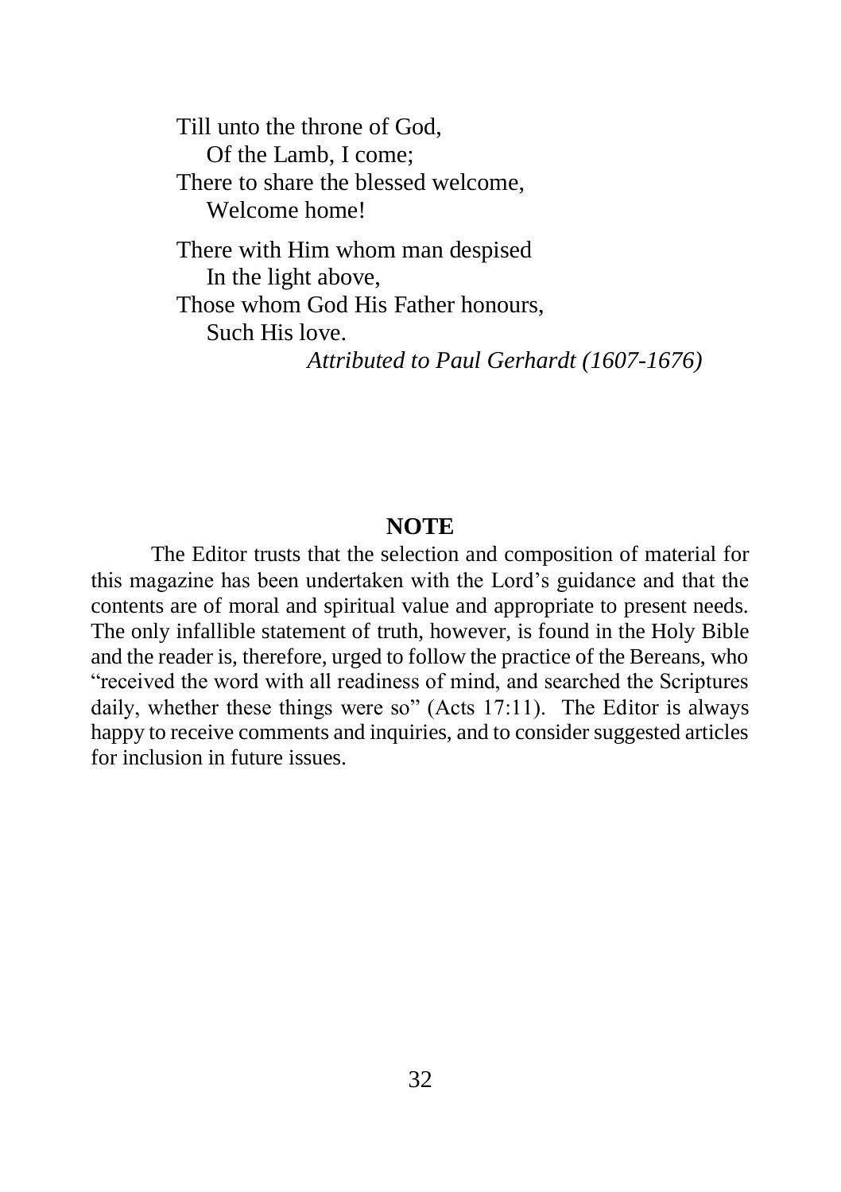Till unto the throne of God,  
    Of the Lamb, I come;  
There to share the blessed welcome,  
    Welcome home!

There with Him whom man despised  
    In the light above,  
Those whom God His Father honours,  
    Such His love.

*Attributed to Paul Gerhardt (1607-1676)*

## NOTE

The Editor trusts that the selection and composition of material for this magazine has been undertaken with the Lord's guidance and that the contents are of moral and spiritual value and appropriate to present needs. The only infallible statement of truth, however, is found in the Holy Bible and the reader is, therefore, urged to follow the practice of the Bereans, who "received the word with all readiness of mind, and searched the Scriptures daily, whether these things were so" (Acts 17:11). The Editor is always happy to receive comments and inquiries, and to consider suggested articles for inclusion in future issues.